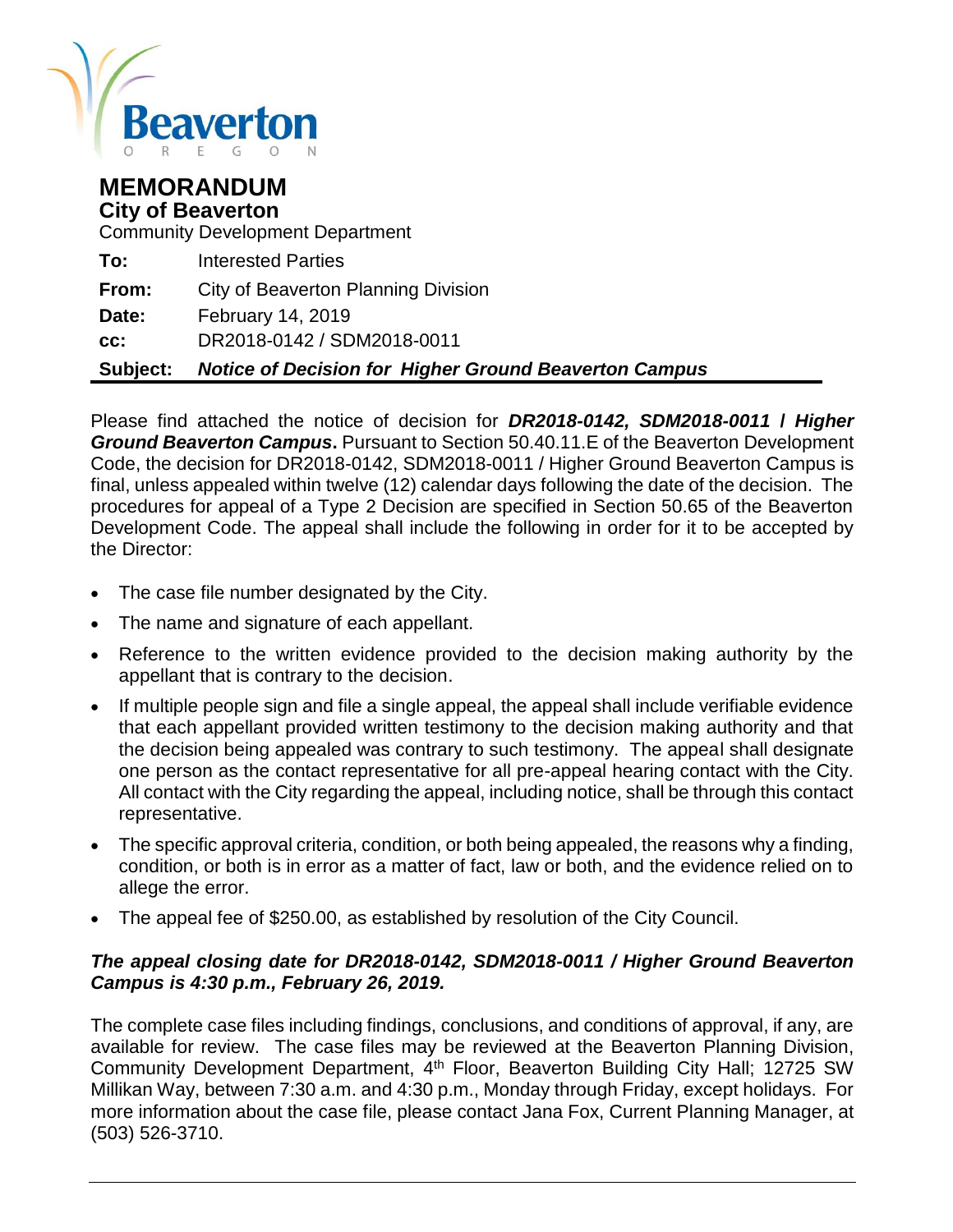Beaverton

OREGON

# MEMORANDUM

## City of Beaverton

Community Development Department

|  |  |
|---|---|
| **To:** | Interested Parties |
| **From:** | City of Beaverton Planning Division |
| **Date:** | February 14, 2019 |
| **cc:** | DR2018-0142 / SDM2018-0011 |
| **Subject:** | ***Notice of Decision for Higher Ground Beaverton Campus*** |

Please find attached the notice of decision for ***DR2018-0142, SDM2018-0011 / Higher Ground Beaverton Campus*****.** Pursuant to Section 50.40.11.E of the Beaverton Development Code, the decision for DR2018-0142, SDM2018-0011 / Higher Ground Beaverton Campus is final, unless appealed within twelve (12) calendar days following the date of the decision. The procedures for appeal of a Type 2 Decision are specified in Section 50.65 of the Beaverton Development Code. The appeal shall include the following in order for it to be accepted by the Director:

- The case file number designated by the City.
- The name and signature of each appellant.
- Reference to the written evidence provided to the decision making authority by the appellant that is contrary to the decision.
- If multiple people sign and file a single appeal, the appeal shall include verifiable evidence that each appellant provided written testimony to the decision making authority and that the decision being appealed was contrary to such testimony. The appeal shall designate one person as the contact representative for all pre-appeal hearing contact with the City. All contact with the City regarding the appeal, including notice, shall be through this contact representative.
- The specific approval criteria, condition, or both being appealed, the reasons why a finding, condition, or both is in error as a matter of fact, law or both, and the evidence relied on to allege the error.
- The appeal fee of $250.00, as established by resolution of the City Council.

***The appeal closing date for DR2018-0142, SDM2018-0011 / Higher Ground Beaverton Campus is 4:30 p.m., February 26, 2019.***

The complete case files including findings, conclusions, and conditions of approval, if any, are available for review. The case files may be reviewed at the Beaverton Planning Division, Community Development Department, 4th Floor, Beaverton Building City Hall; 12725 SW Millikan Way, between 7:30 a.m. and 4:30 p.m., Monday through Friday, except holidays. For more information about the case file, please contact Jana Fox, Current Planning Manager, at (503) 526-3710.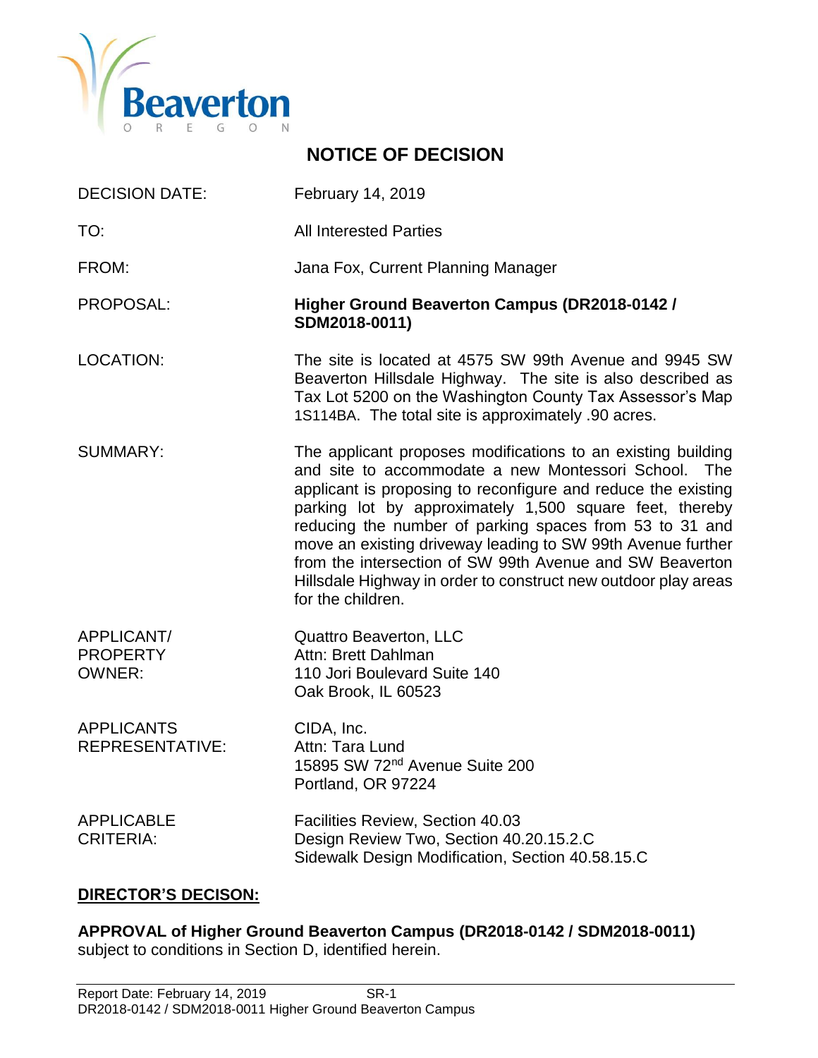# NOTICE OF DECISION

| | |
|---|---|
| DECISION DATE: | February 14, 2019 |
| TO: | All Interested Parties |
| FROM: | Jana Fox, Current Planning Manager |
| PROPOSAL: | **Higher Ground Beaverton Campus (DR2018-0142 / SDM2018-0011)** |
| LOCATION: | The site is located at 4575 SW 99th Avenue and 9945 SW Beaverton Hillsdale Highway. The site is also described as Tax Lot 5200 on the Washington County Tax Assessor's Map 1S114BA. The total site is approximately .90 acres. |
| SUMMARY: | The applicant proposes modifications to an existing building and site to accommodate a new Montessori School. The applicant is proposing to reconfigure and reduce the existing parking lot by approximately 1,500 square feet, thereby reducing the number of parking spaces from 53 to 31 and move an existing driveway leading to SW 99th Avenue further from the intersection of SW 99th Avenue and SW Beaverton Hillsdale Highway in order to construct new outdoor play areas for the children. |
| APPLICANT/ PROPERTY OWNER: | Quattro Beaverton, LLC<br>Attn: Brett Dahlman<br>110 Jori Boulevard Suite 140<br>Oak Brook, IL 60523 |
| APPLICANTS REPRESENTATIVE: | CIDA, Inc.<br>Attn: Tara Lund<br>15895 SW 72nd Avenue Suite 200<br>Portland, OR 97224 |
| APPLICABLE CRITERIA: | Facilities Review, Section 40.03<br>Design Review Two, Section 40.20.15.2.C<br>Sidewalk Design Modification, Section 40.58.15.C |

**DIRECTOR'S DECISON:**

**APPROVAL of Higher Ground Beaverton Campus (DR2018-0142 / SDM2018-0011)** subject to conditions in Section D, identified herein.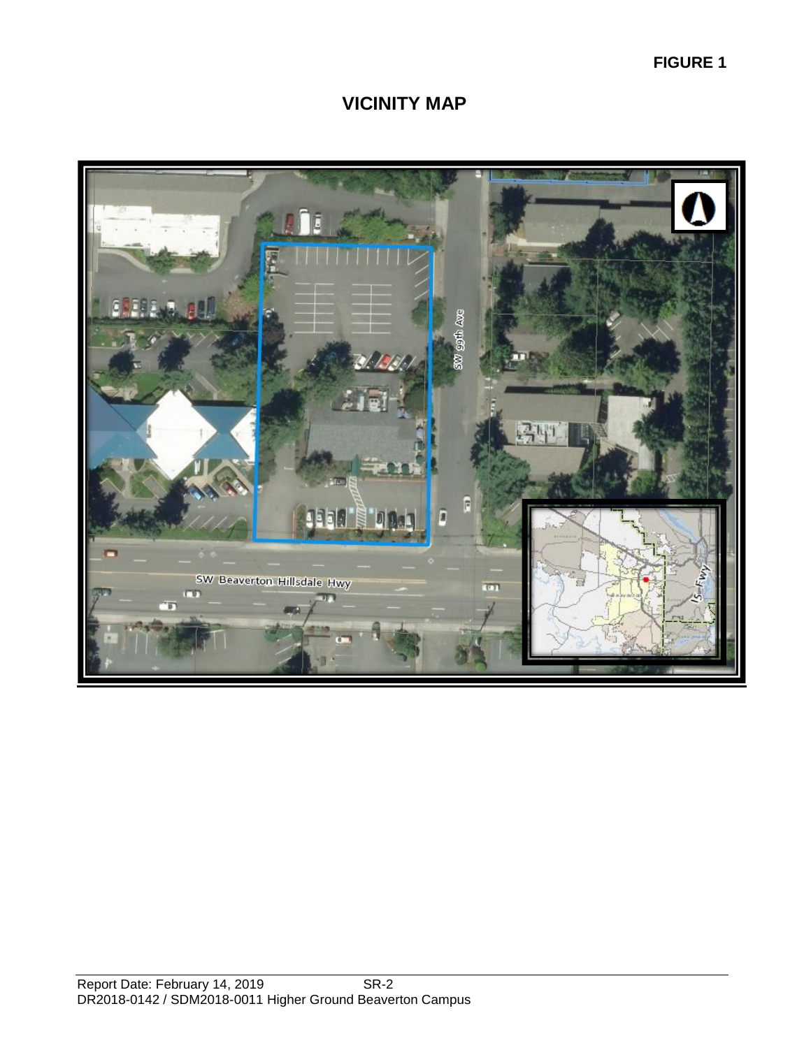**FIGURE 1**

# VICINITY MAP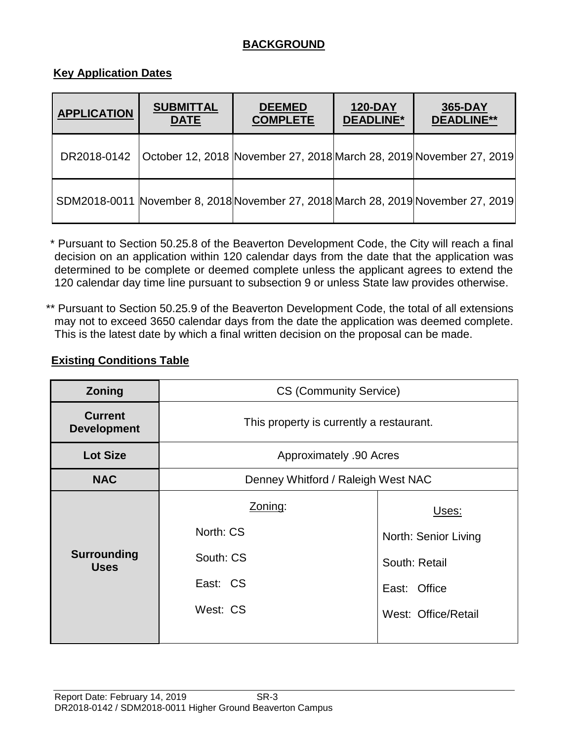## BACKGROUND

### Key Application Dates

| APPLICATION | SUBMITTAL DATE | DEEMED COMPLETE | 120-DAY DEADLINE* | 365-DAY DEADLINE** |
|---|---|---|---|---|
| DR2018-0142 | October 12, 2018 | November 27, 2018 | March 28, 2019 | November 27, 2019 |
| SDM2018-0011 | November 8, 2018 | November 27, 2018 | March 28, 2019 | November 27, 2019 |

\* Pursuant to Section 50.25.8 of the Beaverton Development Code, the City will reach a final decision on an application within 120 calendar days from the date that the application was determined to be complete or deemed complete unless the applicant agrees to extend the 120 calendar day time line pursuant to subsection 9 or unless State law provides otherwise.

\** Pursuant to Section 50.25.9 of the Beaverton Development Code, the total of all extensions may not to exceed 3650 calendar days from the date the application was deemed complete. This is the latest date by which a final written decision on the proposal can be made.

### Existing Conditions Table

| **Zoning** | CS (Community Service) | |
|---|---|---|
| **Current Development** | This property is currently a restaurant. | |
| **Lot Size** | Approximately .90 Acres | |
| **NAC** | Denney Whitford / Raleigh West NAC | |
| **Surrounding Uses** | Zoning:<br>North: CS<br>South: CS<br>East: CS<br>West: CS | Uses:<br>North: Senior Living<br>South: Retail<br>East: Office<br>West: Office/Retail |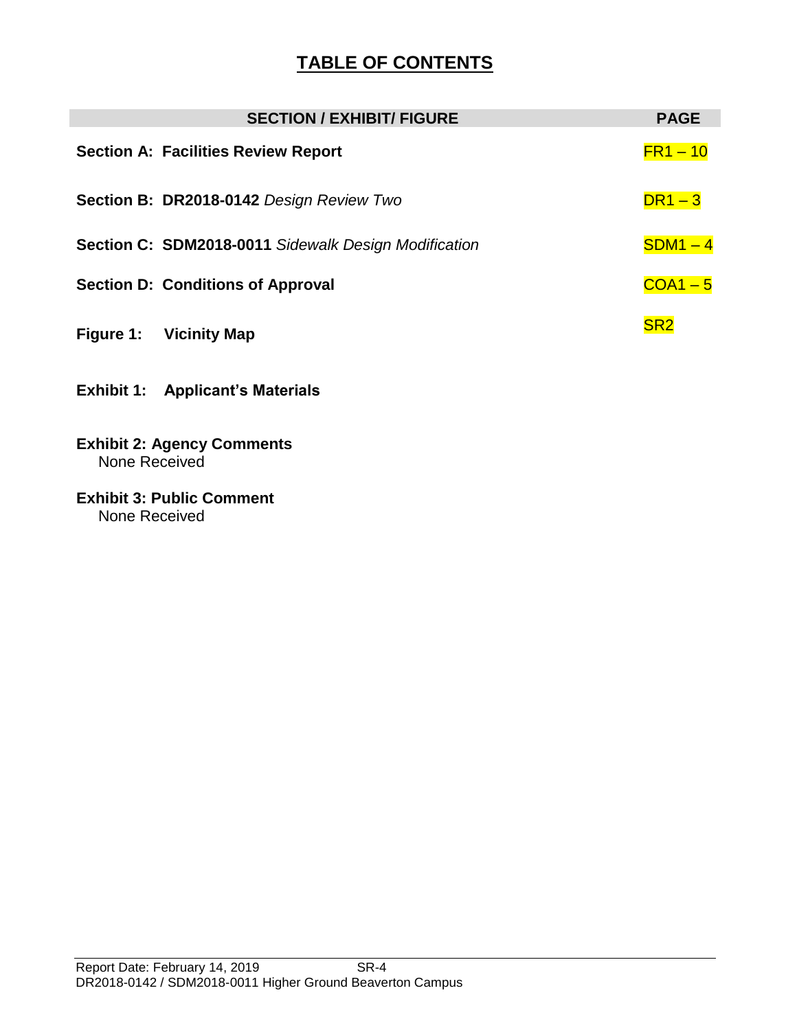# TABLE OF CONTENTS

| SECTION / EXHIBIT/ FIGURE | PAGE |
|---|---|
| **Section A: Facilities Review Report** | FR1 – 10 |
| **Section B: DR2018-0142** *Design Review Two* | DR1 – 3 |
| **Section C: SDM2018-0011** *Sidewalk Design Modification* | SDM1 – 4 |
| **Section D: Conditions of Approval** | COA1 – 5 |
| **Figure 1: Vicinity Map** | SR2 |
| **Exhibit 1: Applicant's Materials** | |
| **Exhibit 2: Agency Comments**<br>None Received | |
| **Exhibit 3: Public Comment**<br>None Received | |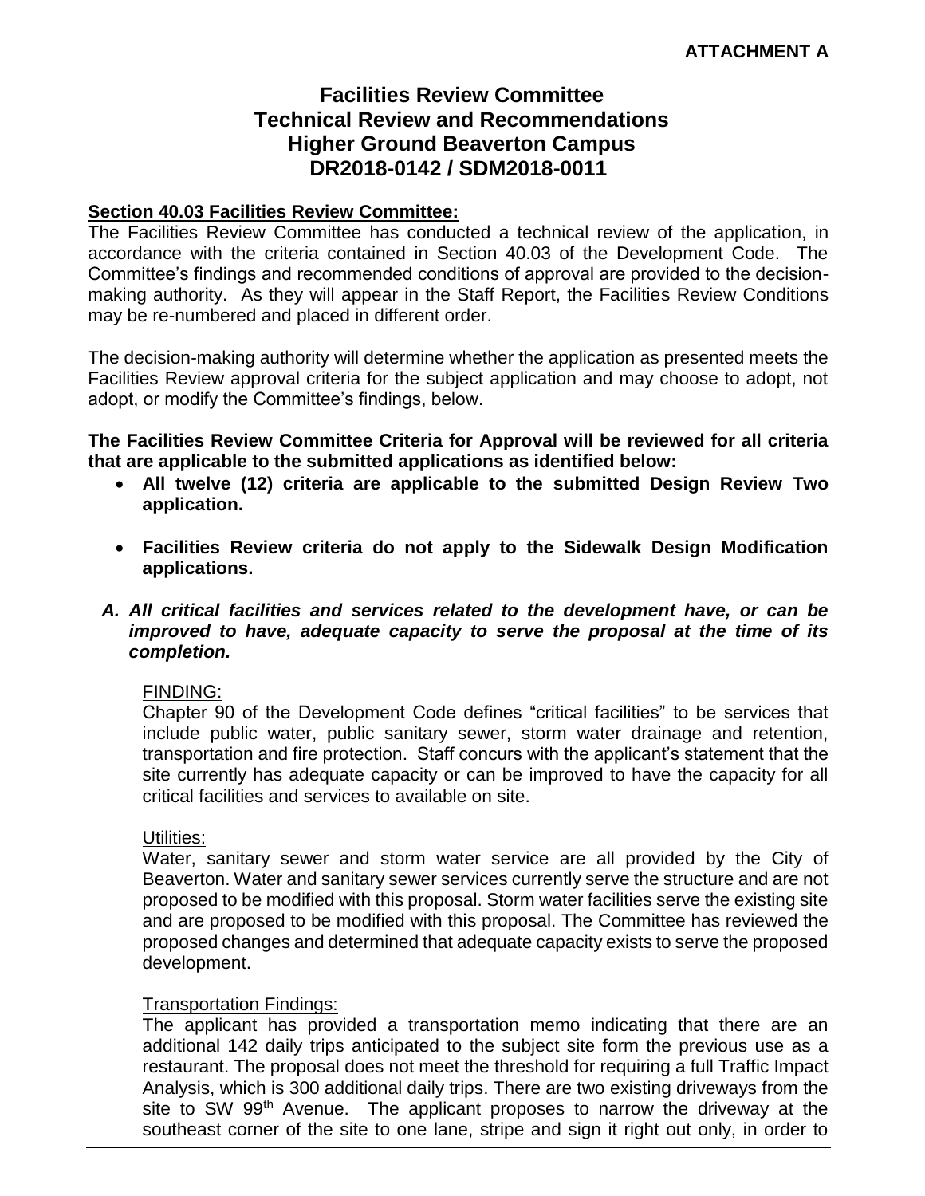**ATTACHMENT A**

# Facilities Review Committee Technical Review and Recommendations Higher Ground Beaverton Campus DR2018-0142 / SDM2018-0011

**Section 40.03 Facilities Review Committee:**

The Facilities Review Committee has conducted a technical review of the application, in accordance with the criteria contained in Section 40.03 of the Development Code. The Committee's findings and recommended conditions of approval are provided to the decision-making authority. As they will appear in the Staff Report, the Facilities Review Conditions may be re-numbered and placed in different order.

The decision-making authority will determine whether the application as presented meets the Facilities Review approval criteria for the subject application and may choose to adopt, not adopt, or modify the Committee's findings, below.

**The Facilities Review Committee Criteria for Approval will be reviewed for all criteria that are applicable to the submitted applications as identified below:**

- **All twelve (12) criteria are applicable to the submitted Design Review Two application.**
- **Facilities Review criteria do not apply to the Sidewalk Design Modification applications.**

***A. All critical facilities and services related to the development have, or can be improved to have, adequate capacity to serve the proposal at the time of its completion.***

FINDING:

Chapter 90 of the Development Code defines "critical facilities" to be services that include public water, public sanitary sewer, storm water drainage and retention, transportation and fire protection. Staff concurs with the applicant's statement that the site currently has adequate capacity or can be improved to have the capacity for all critical facilities and services to available on site.

Utilities:

Water, sanitary sewer and storm water service are all provided by the City of Beaverton. Water and sanitary sewer services currently serve the structure and are not proposed to be modified with this proposal. Storm water facilities serve the existing site and are proposed to be modified with this proposal. The Committee has reviewed the proposed changes and determined that adequate capacity exists to serve the proposed development.

Transportation Findings:

The applicant has provided a transportation memo indicating that there are an additional 142 daily trips anticipated to the subject site form the previous use as a restaurant. The proposal does not meet the threshold for requiring a full Traffic Impact Analysis, which is 300 additional daily trips. There are two existing driveways from the site to SW 99th Avenue. The applicant proposes to narrow the driveway at the southeast corner of the site to one lane, stripe and sign it right out only, in order to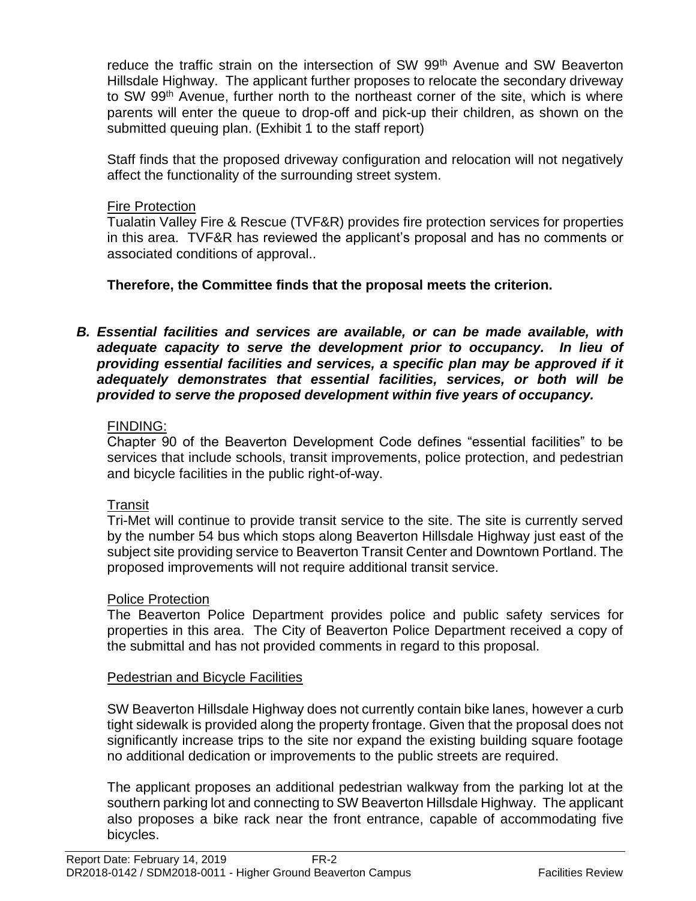reduce the traffic strain on the intersection of SW 99th Avenue and SW Beaverton Hillsdale Highway. The applicant further proposes to relocate the secondary driveway to SW 99th Avenue, further north to the northeast corner of the site, which is where parents will enter the queue to drop-off and pick-up their children, as shown on the submitted queuing plan. (Exhibit 1 to the staff report)

Staff finds that the proposed driveway configuration and relocation will not negatively affect the functionality of the surrounding street system.

Fire Protection

Tualatin Valley Fire & Rescue (TVF&R) provides fire protection services for properties in this area. TVF&R has reviewed the applicant's proposal and has no comments or associated conditions of approval..

**Therefore, the Committee finds that the proposal meets the criterion.**

***B. Essential facilities and services are available, or can be made available, with adequate capacity to serve the development prior to occupancy. In lieu of providing essential facilities and services, a specific plan may be approved if it adequately demonstrates that essential facilities, services, or both will be provided to serve the proposed development within five years of occupancy.***

FINDING:

Chapter 90 of the Beaverton Development Code defines "essential facilities" to be services that include schools, transit improvements, police protection, and pedestrian and bicycle facilities in the public right-of-way.

Transit

Tri-Met will continue to provide transit service to the site. The site is currently served by the number 54 bus which stops along Beaverton Hillsdale Highway just east of the subject site providing service to Beaverton Transit Center and Downtown Portland. The proposed improvements will not require additional transit service.

Police Protection

The Beaverton Police Department provides police and public safety services for properties in this area. The City of Beaverton Police Department received a copy of the submittal and has not provided comments in regard to this proposal.

Pedestrian and Bicycle Facilities

SW Beaverton Hillsdale Highway does not currently contain bike lanes, however a curb tight sidewalk is provided along the property frontage. Given that the proposal does not significantly increase trips to the site nor expand the existing building square footage no additional dedication or improvements to the public streets are required.

The applicant proposes an additional pedestrian walkway from the parking lot at the southern parking lot and connecting to SW Beaverton Hillsdale Highway. The applicant also proposes a bike rack near the front entrance, capable of accommodating five bicycles.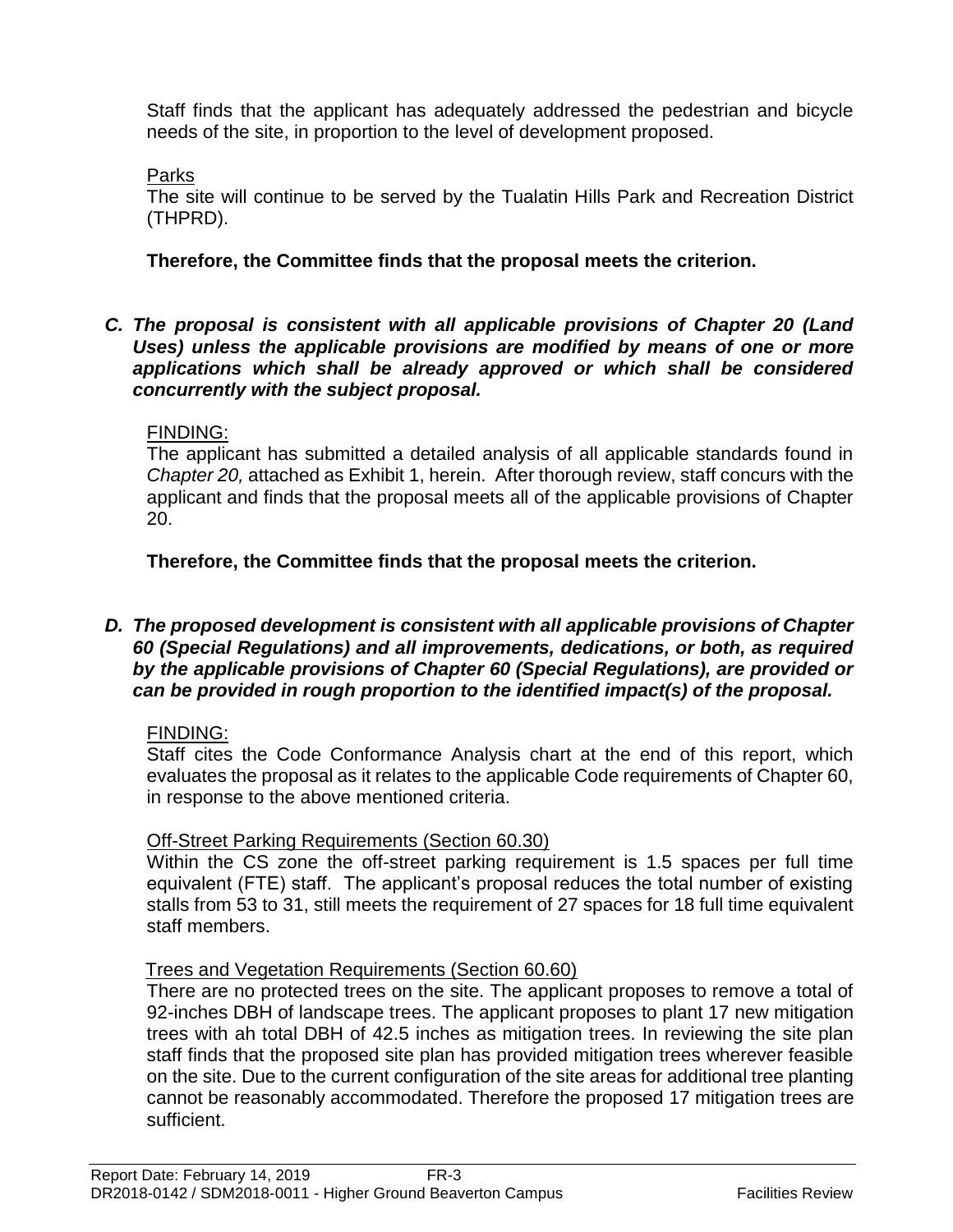Staff finds that the applicant has adequately addressed the pedestrian and bicycle needs of the site, in proportion to the level of development proposed.

Parks

The site will continue to be served by the Tualatin Hills Park and Recreation District (THPRD).

**Therefore, the Committee finds that the proposal meets the criterion.**

***C. The proposal is consistent with all applicable provisions of Chapter 20 (Land Uses) unless the applicable provisions are modified by means of one or more applications which shall be already approved or which shall be considered concurrently with the subject proposal.***

FINDING:

The applicant has submitted a detailed analysis of all applicable standards found in *Chapter 20,* attached as Exhibit 1, herein. After thorough review, staff concurs with the applicant and finds that the proposal meets all of the applicable provisions of Chapter 20.

**Therefore, the Committee finds that the proposal meets the criterion.**

***D. The proposed development is consistent with all applicable provisions of Chapter 60 (Special Regulations) and all improvements, dedications, or both, as required by the applicable provisions of Chapter 60 (Special Regulations), are provided or can be provided in rough proportion to the identified impact(s) of the proposal.***

FINDING:

Staff cites the Code Conformance Analysis chart at the end of this report, which evaluates the proposal as it relates to the applicable Code requirements of Chapter 60, in response to the above mentioned criteria.

Off-Street Parking Requirements (Section 60.30)

Within the CS zone the off-street parking requirement is 1.5 spaces per full time equivalent (FTE) staff. The applicant's proposal reduces the total number of existing stalls from 53 to 31, still meets the requirement of 27 spaces for 18 full time equivalent staff members.

Trees and Vegetation Requirements (Section 60.60)

There are no protected trees on the site. The applicant proposes to remove a total of 92-inches DBH of landscape trees. The applicant proposes to plant 17 new mitigation trees with ah total DBH of 42.5 inches as mitigation trees. In reviewing the site plan staff finds that the proposed site plan has provided mitigation trees wherever feasible on the site. Due to the current configuration of the site areas for additional tree planting cannot be reasonably accommodated. Therefore the proposed 17 mitigation trees are sufficient.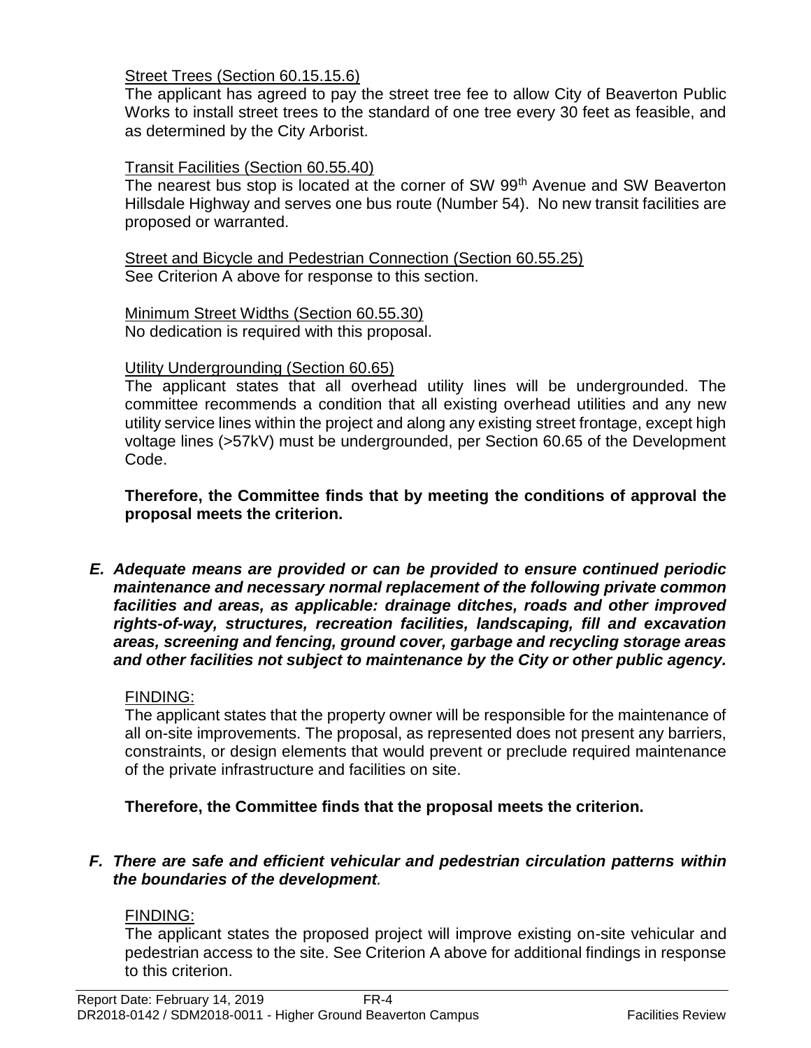Street Trees (Section 60.15.15.6)

The applicant has agreed to pay the street tree fee to allow City of Beaverton Public Works to install street trees to the standard of one tree every 30 feet as feasible, and as determined by the City Arborist.

Transit Facilities (Section 60.55.40)

The nearest bus stop is located at the corner of SW 99th Avenue and SW Beaverton Hillsdale Highway and serves one bus route (Number 54). No new transit facilities are proposed or warranted.

Street and Bicycle and Pedestrian Connection (Section 60.55.25)

See Criterion A above for response to this section.

Minimum Street Widths (Section 60.55.30)

No dedication is required with this proposal.

Utility Undergrounding (Section 60.65)

The applicant states that all overhead utility lines will be undergrounded. The committee recommends a condition that all existing overhead utilities and any new utility service lines within the project and along any existing street frontage, except high voltage lines (>57kV) must be undergrounded, per Section 60.65 of the Development Code.

**Therefore, the Committee finds that by meeting the conditions of approval the proposal meets the criterion.**

***E. Adequate means are provided or can be provided to ensure continued periodic maintenance and necessary normal replacement of the following private common facilities and areas, as applicable: drainage ditches, roads and other improved rights-of-way, structures, recreation facilities, landscaping, fill and excavation areas, screening and fencing, ground cover, garbage and recycling storage areas and other facilities not subject to maintenance by the City or other public agency.***

FINDING:

The applicant states that the property owner will be responsible for the maintenance of all on-site improvements. The proposal, as represented does not present any barriers, constraints, or design elements that would prevent or preclude required maintenance of the private infrastructure and facilities on site.

**Therefore, the Committee finds that the proposal meets the criterion.**

***F. There are safe and efficient vehicular and pedestrian circulation patterns within the boundaries of the development.***

FINDING:

The applicant states the proposed project will improve existing on-site vehicular and pedestrian access to the site. See Criterion A above for additional findings in response to this criterion.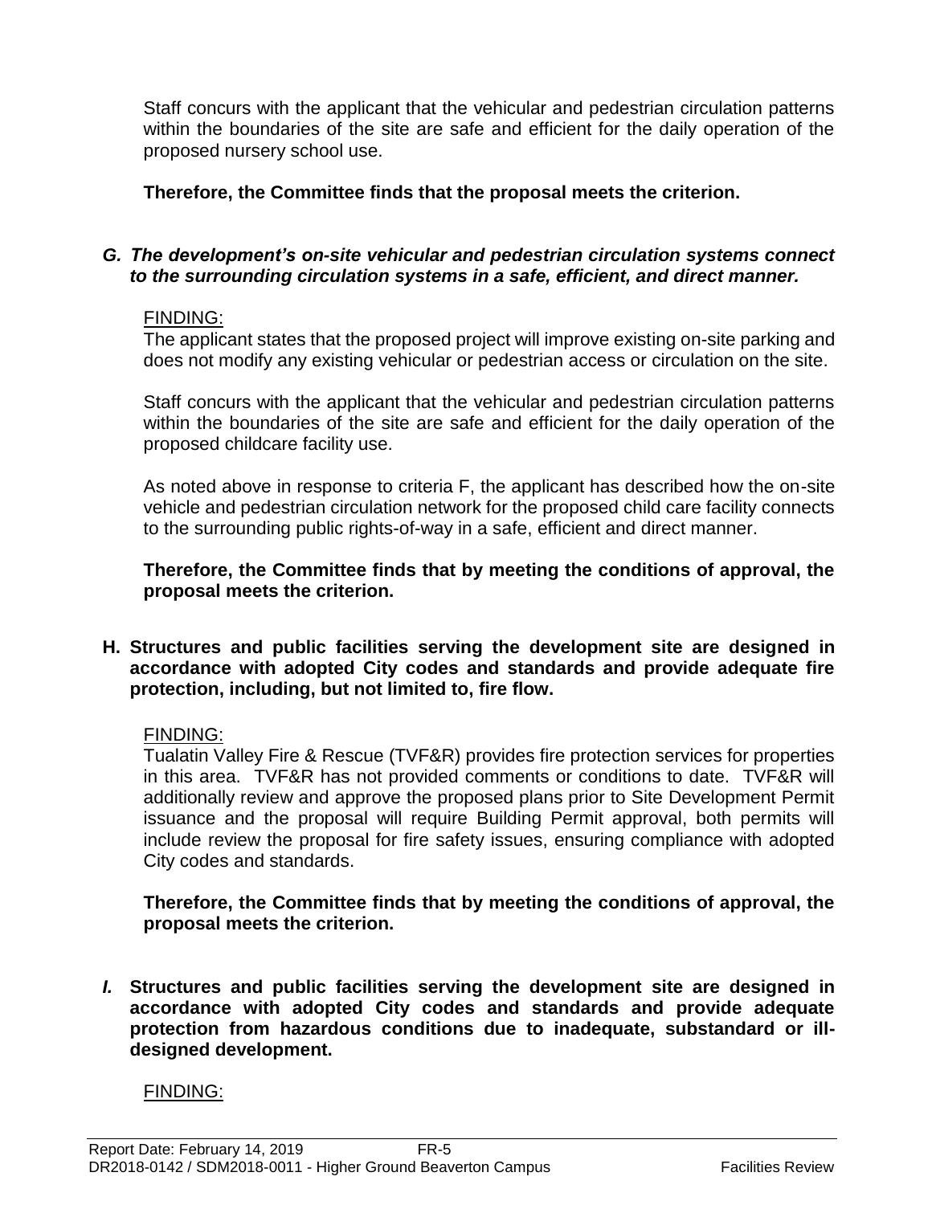Staff concurs with the applicant that the vehicular and pedestrian circulation patterns within the boundaries of the site are safe and efficient for the daily operation of the proposed nursery school use.

**Therefore, the Committee finds that the proposal meets the criterion.**

***G. The development's on-site vehicular and pedestrian circulation systems connect to the surrounding circulation systems in a safe, efficient, and direct manner.***

FINDING:

The applicant states that the proposed project will improve existing on-site parking and does not modify any existing vehicular or pedestrian access or circulation on the site.

Staff concurs with the applicant that the vehicular and pedestrian circulation patterns within the boundaries of the site are safe and efficient for the daily operation of the proposed childcare facility use.

As noted above in response to criteria F, the applicant has described how the on-site vehicle and pedestrian circulation network for the proposed child care facility connects to the surrounding public rights-of-way in a safe, efficient and direct manner.

**Therefore, the Committee finds that by meeting the conditions of approval, the proposal meets the criterion.**

**H. Structures and public facilities serving the development site are designed in accordance with adopted City codes and standards and provide adequate fire protection, including, but not limited to, fire flow.**

FINDING:

Tualatin Valley Fire & Rescue (TVF&R) provides fire protection services for properties in this area. TVF&R has not provided comments or conditions to date. TVF&R will additionally review and approve the proposed plans prior to Site Development Permit issuance and the proposal will require Building Permit approval, both permits will include review the proposal for fire safety issues, ensuring compliance with adopted City codes and standards.

**Therefore, the Committee finds that by meeting the conditions of approval, the proposal meets the criterion.**

***I.* Structures and public facilities serving the development site are designed in accordance with adopted City codes and standards and provide adequate protection from hazardous conditions due to inadequate, substandard or ill-designed development.**

FINDING: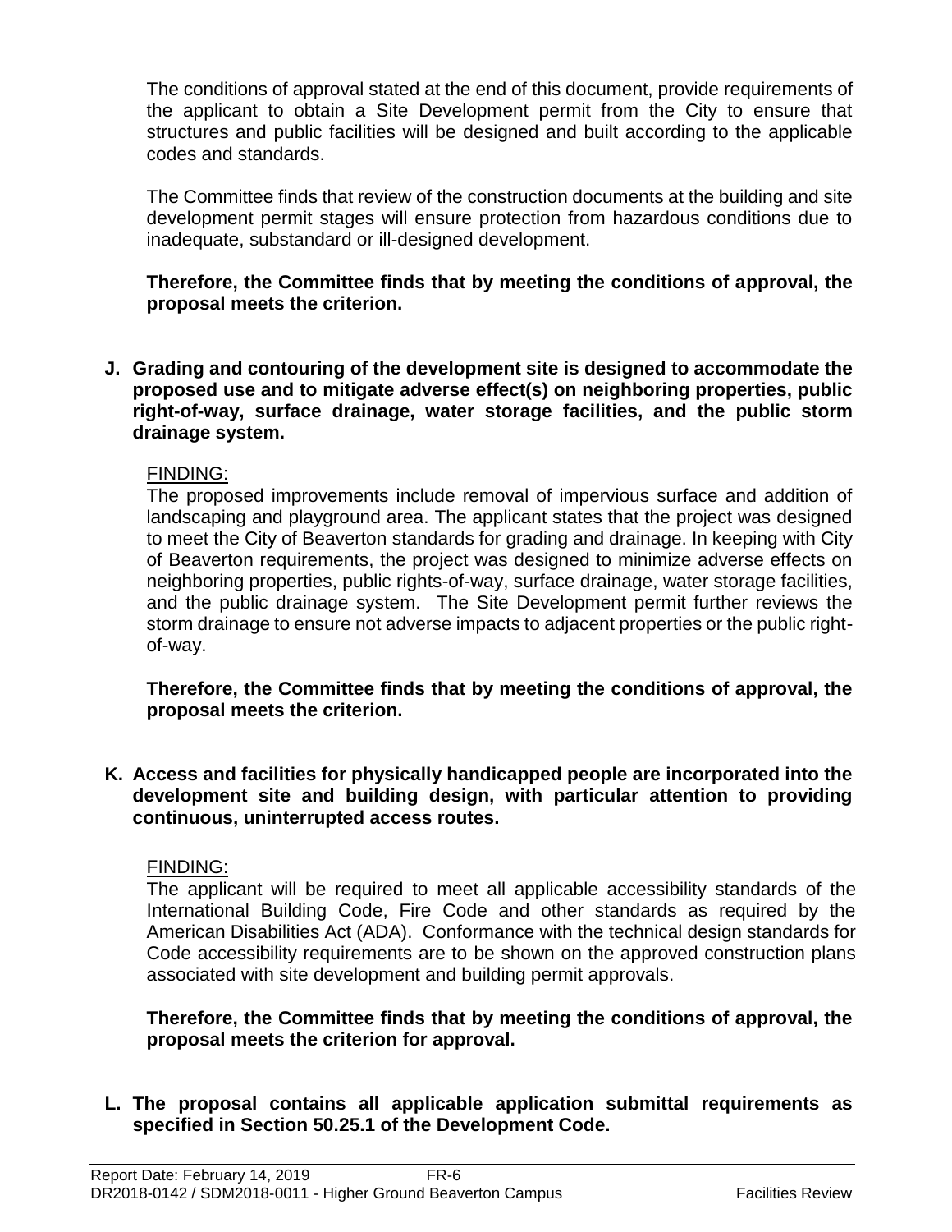The conditions of approval stated at the end of this document, provide requirements of the applicant to obtain a Site Development permit from the City to ensure that structures and public facilities will be designed and built according to the applicable codes and standards.

The Committee finds that review of the construction documents at the building and site development permit stages will ensure protection from hazardous conditions due to inadequate, substandard or ill-designed development.

**Therefore, the Committee finds that by meeting the conditions of approval, the proposal meets the criterion.**

**J. Grading and contouring of the development site is designed to accommodate the proposed use and to mitigate adverse effect(s) on neighboring properties, public right-of-way, surface drainage, water storage facilities, and the public storm drainage system.**

FINDING:

The proposed improvements include removal of impervious surface and addition of landscaping and playground area. The applicant states that the project was designed to meet the City of Beaverton standards for grading and drainage. In keeping with City of Beaverton requirements, the project was designed to minimize adverse effects on neighboring properties, public rights-of-way, surface drainage, water storage facilities, and the public drainage system. The Site Development permit further reviews the storm drainage to ensure not adverse impacts to adjacent properties or the public right-of-way.

**Therefore, the Committee finds that by meeting the conditions of approval, the proposal meets the criterion.**

**K. Access and facilities for physically handicapped people are incorporated into the development site and building design, with particular attention to providing continuous, uninterrupted access routes.**

FINDING:

The applicant will be required to meet all applicable accessibility standards of the International Building Code, Fire Code and other standards as required by the American Disabilities Act (ADA). Conformance with the technical design standards for Code accessibility requirements are to be shown on the approved construction plans associated with site development and building permit approvals.

**Therefore, the Committee finds that by meeting the conditions of approval, the proposal meets the criterion for approval.**

**L. The proposal contains all applicable application submittal requirements as specified in Section 50.25.1 of the Development Code.**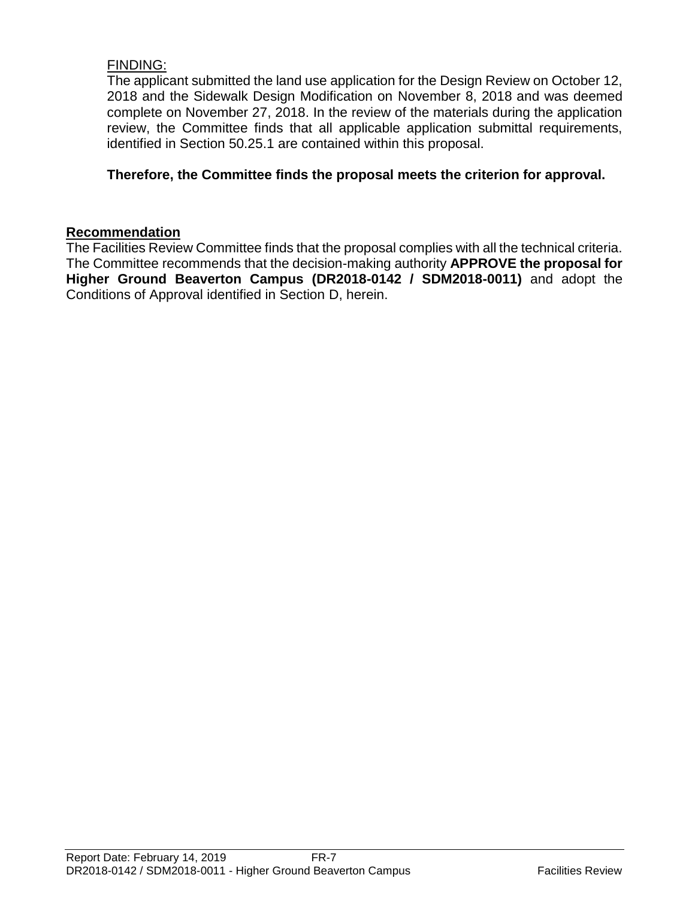FINDING:

The applicant submitted the land use application for the Design Review on October 12, 2018 and the Sidewalk Design Modification on November 8, 2018 and was deemed complete on November 27, 2018. In the review of the materials during the application review, the Committee finds that all applicable application submittal requirements, identified in Section 50.25.1 are contained within this proposal.

**Therefore, the Committee finds the proposal meets the criterion for approval.**

**Recommendation**

The Facilities Review Committee finds that the proposal complies with all the technical criteria. The Committee recommends that the decision-making authority **APPROVE the proposal for Higher Ground Beaverton Campus (DR2018-0142 / SDM2018-0011)** and adopt the Conditions of Approval identified in Section D, herein.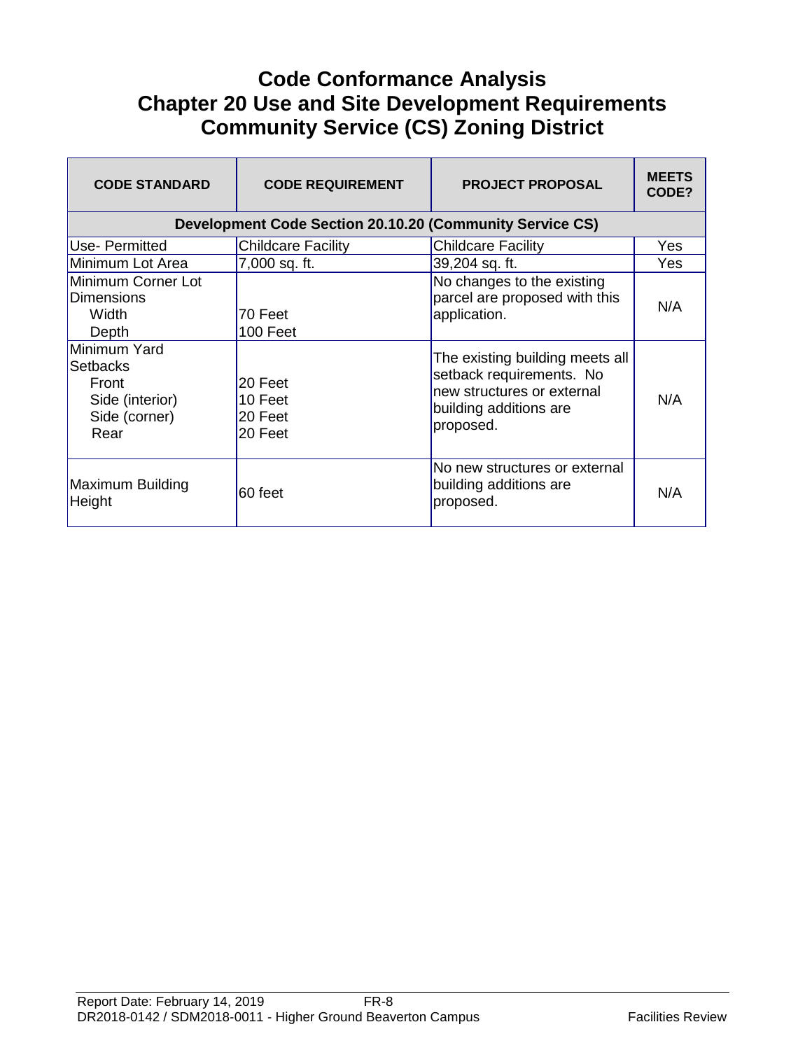# Code Conformance Analysis
# Chapter 20 Use and Site Development Requirements
# Community Service (CS) Zoning District

| CODE STANDARD | CODE REQUIREMENT | PROJECT PROPOSAL | MEETS CODE? |
|---|---|---|---|
| **Development Code Section 20.10.20 (Community Service CS)** | | | |
| Use- Permitted | Childcare Facility | Childcare Facility | Yes |
| Minimum Lot Area | 7,000 sq. ft. | 39,204 sq. ft. | Yes |
| Minimum Corner Lot Dimensions<br>Width<br>Depth | <br>70 Feet<br>100 Feet | No changes to the existing parcel are proposed with this application. | N/A |
| Minimum Yard Setbacks<br>Front<br>Side (interior)<br>Side (corner)<br>Rear | <br>20 Feet<br>10 Feet<br>20 Feet<br>20 Feet | The existing building meets all setback requirements. No new structures or external building additions are proposed. | N/A |
| Maximum Building Height | 60 feet | No new structures or external building additions are proposed. | N/A |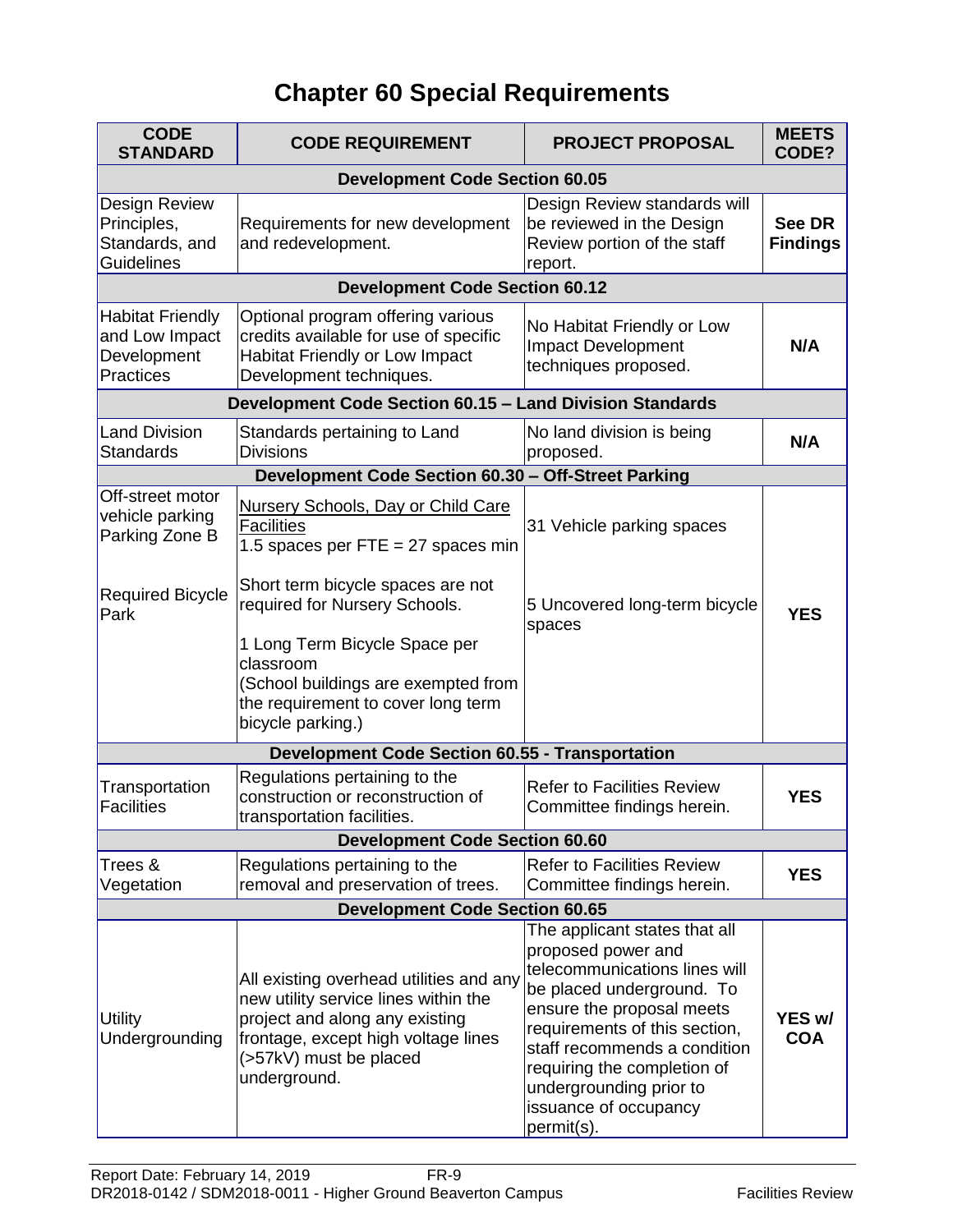# Chapter 60 Special Requirements

| CODE STANDARD | CODE REQUIREMENT | PROJECT PROPOSAL | MEETS CODE? |
|---|---|---|---|
| **Development Code Section 60.05** | | | |
| Design Review Principles, Standards, and Guidelines | Requirements for new development and redevelopment. | Design Review standards will be reviewed in the Design Review portion of the staff report. | **See DR Findings** |
| **Development Code Section 60.12** | | | |
| Habitat Friendly and Low Impact Development Practices | Optional program offering various credits available for use of specific Habitat Friendly or Low Impact Development techniques. | No Habitat Friendly or Low Impact Development techniques proposed. | **N/A** |
| **Development Code Section 60.15 – Land Division Standards** | | | |
| Land Division Standards | Standards pertaining to Land Divisions | No land division is being proposed. | **N/A** |
| **Development Code Section 60.30 – Off-Street Parking** | | | |
| Off-street motor vehicle parking Parking Zone B<br><br>Required Bicycle Park | <u>Nursery Schools, Day or Child Care Facilities</u><br>1.5 spaces per FTE = 27 spaces min<br><br>Short term bicycle spaces are not required for Nursery Schools.<br><br>1 Long Term Bicycle Space per classroom<br>(School buildings are exempted from the requirement to cover long term bicycle parking.) | 31 Vehicle parking spaces<br><br>5 Uncovered long-term bicycle spaces | **YES** |
| **Development Code Section 60.55 - Transportation** | | | |
| Transportation Facilities | Regulations pertaining to the construction or reconstruction of transportation facilities. | Refer to Facilities Review Committee findings herein. | **YES** |
| **Development Code Section 60.60** | | | |
| Trees & Vegetation | Regulations pertaining to the removal and preservation of trees. | Refer to Facilities Review Committee findings herein. | **YES** |
| **Development Code Section 60.65** | | | |
| Utility Undergrounding | All existing overhead utilities and any new utility service lines within the project and along any existing frontage, except high voltage lines (>57kV) must be placed underground. | The applicant states that all proposed power and telecommunications lines will be placed underground. To ensure the proposal meets requirements of this section, staff recommends a condition requiring the completion of undergrounding prior to issuance of occupancy permit(s). | **YES w/ COA** |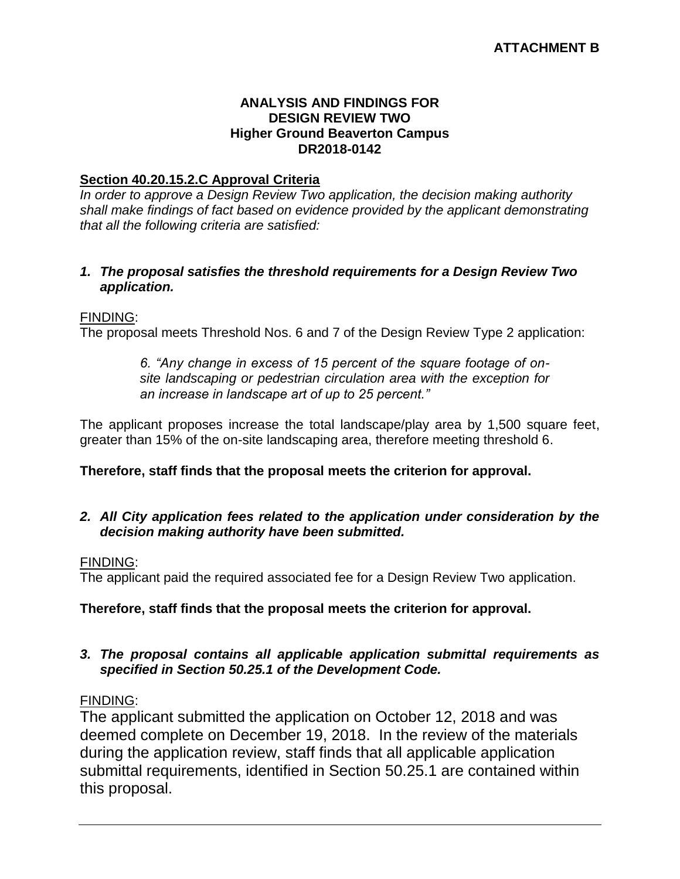**ATTACHMENT B**

**ANALYSIS AND FINDINGS FOR DESIGN REVIEW TWO**
**Higher Ground Beaverton Campus**
**DR2018-0142**

**Section 40.20.15.2.C Approval Criteria**

*In order to approve a Design Review Two application, the decision making authority shall make findings of fact based on evidence provided by the applicant demonstrating that all the following criteria are satisfied:*

***1. The proposal satisfies the threshold requirements for a Design Review Two application.***

FINDING:

The proposal meets Threshold Nos. 6 and 7 of the Design Review Type 2 application:

> *6. "Any change in excess of 15 percent of the square footage of on-site landscaping or pedestrian circulation area with the exception for an increase in landscape art of up to 25 percent."*

The applicant proposes increase the total landscape/play area by 1,500 square feet, greater than 15% of the on-site landscaping area, therefore meeting threshold 6.

**Therefore, staff finds that the proposal meets the criterion for approval.**

***2. All City application fees related to the application under consideration by the decision making authority have been submitted.***

FINDING:

The applicant paid the required associated fee for a Design Review Two application.

**Therefore, staff finds that the proposal meets the criterion for approval.**

***3. The proposal contains all applicable application submittal requirements as specified in Section 50.25.1 of the Development Code.***

FINDING:

The applicant submitted the application on October 12, 2018 and was deemed complete on December 19, 2018. In the review of the materials during the application review, staff finds that all applicable application submittal requirements, identified in Section 50.25.1 are contained within this proposal.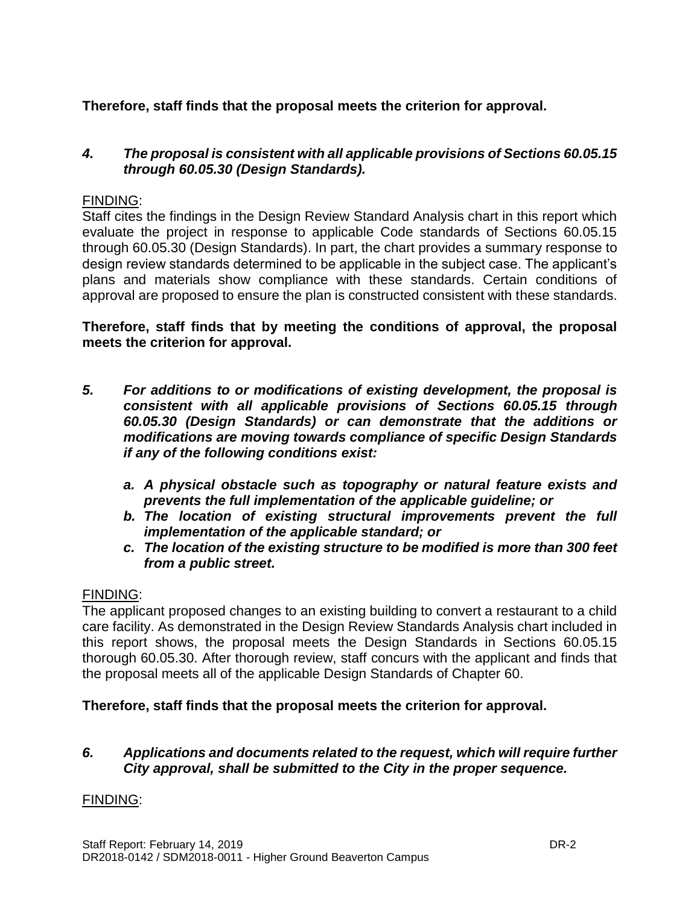**Therefore, staff finds that the proposal meets the criterion for approval.**

***4. The proposal is consistent with all applicable provisions of Sections 60.05.15 through 60.05.30 (Design Standards).***

FINDING:

Staff cites the findings in the Design Review Standard Analysis chart in this report which evaluate the project in response to applicable Code standards of Sections 60.05.15 through 60.05.30 (Design Standards). In part, the chart provides a summary response to design review standards determined to be applicable in the subject case. The applicant's plans and materials show compliance with these standards. Certain conditions of approval are proposed to ensure the plan is constructed consistent with these standards.

**Therefore, staff finds that by meeting the conditions of approval, the proposal meets the criterion for approval.**

***5. For additions to or modifications of existing development, the proposal is consistent with all applicable provisions of Sections 60.05.15 through 60.05.30 (Design Standards) or can demonstrate that the additions or modifications are moving towards compliance of specific Design Standards if any of the following conditions exist:***

- ***a. A physical obstacle such as topography or natural feature exists and prevents the full implementation of the applicable guideline; or***
- ***b. The location of existing structural improvements prevent the full implementation of the applicable standard; or***
- ***c. The location of the existing structure to be modified is more than 300 feet from a public street.***

FINDING:

The applicant proposed changes to an existing building to convert a restaurant to a child care facility. As demonstrated in the Design Review Standards Analysis chart included in this report shows, the proposal meets the Design Standards in Sections 60.05.15 thorough 60.05.30. After thorough review, staff concurs with the applicant and finds that the proposal meets all of the applicable Design Standards of Chapter 60.

**Therefore, staff finds that the proposal meets the criterion for approval.**

***6. Applications and documents related to the request, which will require further City approval, shall be submitted to the City in the proper sequence.***

FINDING: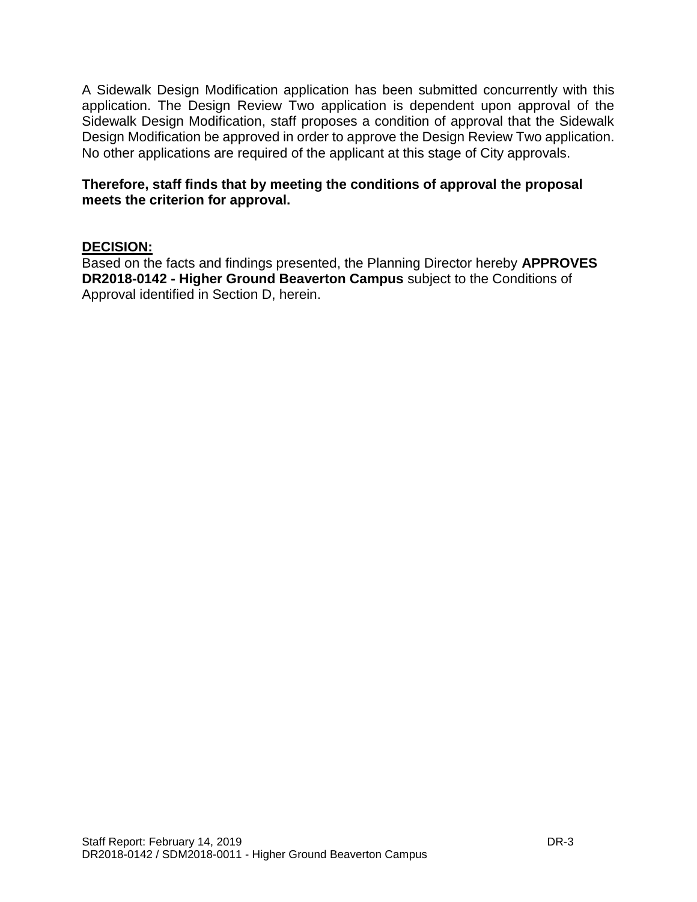A Sidewalk Design Modification application has been submitted concurrently with this application. The Design Review Two application is dependent upon approval of the Sidewalk Design Modification, staff proposes a condition of approval that the Sidewalk Design Modification be approved in order to approve the Design Review Two application. No other applications are required of the applicant at this stage of City approvals.

**Therefore, staff finds that by meeting the conditions of approval the proposal meets the criterion for approval.**

## DECISION:

Based on the facts and findings presented, the Planning Director hereby **APPROVES DR2018-0142 - Higher Ground Beaverton Campus** subject to the Conditions of Approval identified in Section D, herein.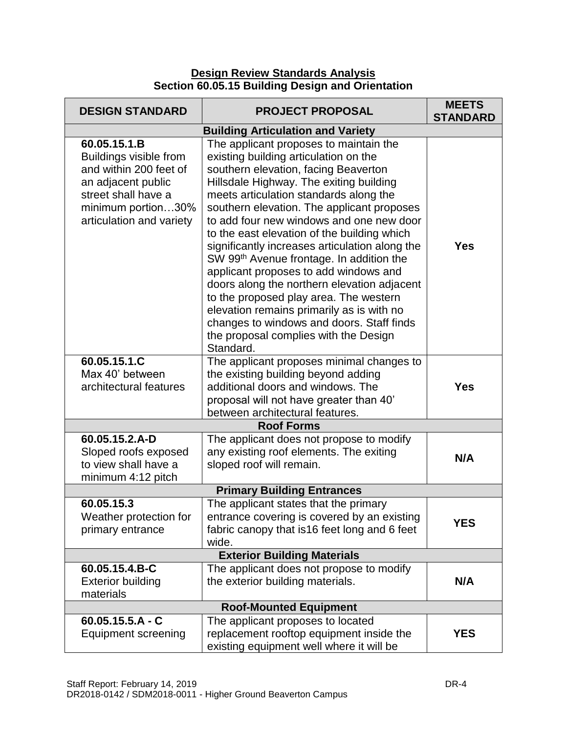**Design Review Standards Analysis**
**Section 60.05.15 Building Design and Orientation**

| DESIGN STANDARD | PROJECT PROPOSAL | MEETS STANDARD |
|---|---|---|
| **Building Articulation and Variety** | | |
| **60.05.15.1.B** Buildings visible from and within 200 feet of an adjacent public street shall have a minimum portion…30% articulation and variety | The applicant proposes to maintain the existing building articulation on the southern elevation, facing Beaverton Hillsdale Highway. The exiting building meets articulation standards along the southern elevation. The applicant proposes to add four new windows and one new door to the east elevation of the building which significantly increases articulation along the SW 99th Avenue frontage. In addition the applicant proposes to add windows and doors along the northern elevation adjacent to the proposed play area. The western elevation remains primarily as is with no changes to windows and doors. Staff finds the proposal complies with the Design Standard. | **Yes** |
| **60.05.15.1.C** Max 40' between architectural features | The applicant proposes minimal changes to the existing building beyond adding additional doors and windows. The proposal will not have greater than 40' between architectural features. | **Yes** |
| **Roof Forms** | | |
| **60.05.15.2.A-D** Sloped roofs exposed to view shall have a minimum 4:12 pitch | The applicant does not propose to modify any existing roof elements. The exiting sloped roof will remain. | **N/A** |
| **Primary Building Entrances** | | |
| **60.05.15.3** Weather protection for primary entrance | The applicant states that the primary entrance covering is covered by an existing fabric canopy that is16 feet long and 6 feet wide. | **YES** |
| **Exterior Building Materials** | | |
| **60.05.15.4.B-C** Exterior building materials | The applicant does not propose to modify the exterior building materials. | **N/A** |
| **Roof-Mounted Equipment** | | |
| **60.05.15.5.A - C** Equipment screening | The applicant proposes to located replacement rooftop equipment inside the existing equipment well where it will be | **YES** |

Staff Report: February 14, 2019 DR-4
DR2018-0142 / SDM2018-0011 - Higher Ground Beaverton Campus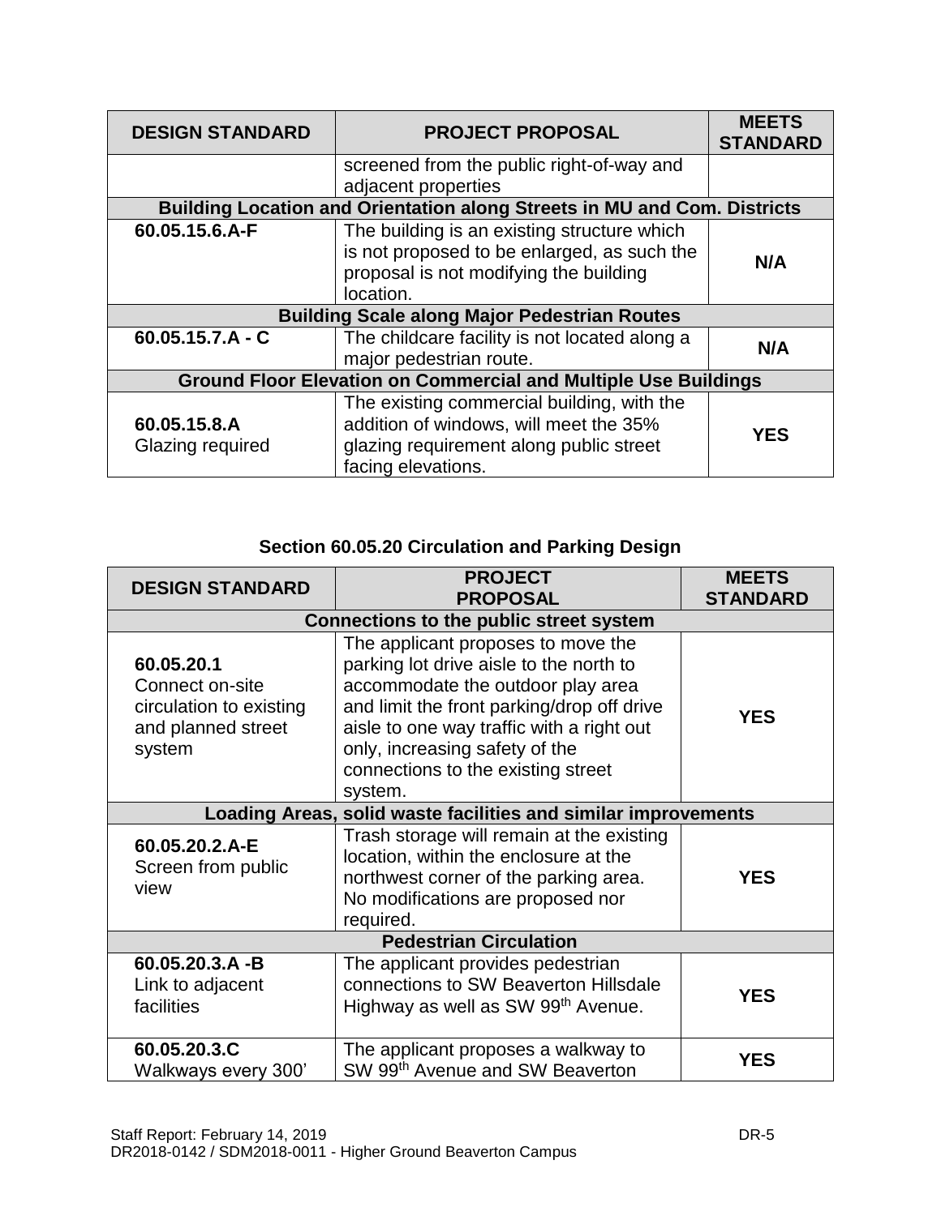| DESIGN STANDARD | PROJECT PROPOSAL | MEETS STANDARD |
|---|---|---|
| | screened from the public right-of-way and adjacent properties | |
| **Building Location and Orientation along Streets in MU and Com. Districts** | | |
| **60.05.15.6.A-F** | The building is an existing structure which is not proposed to be enlarged, as such the proposal is not modifying the building location. | **N/A** |
| **Building Scale along Major Pedestrian Routes** | | |
| **60.05.15.7.A - C** | The childcare facility is not located along a major pedestrian route. | **N/A** |
| **Ground Floor Elevation on Commercial and Multiple Use Buildings** | | |
| **60.05.15.8.A** Glazing required | The existing commercial building, with the addition of windows, will meet the 35% glazing requirement along public street facing elevations. | **YES** |

### Section 60.05.20 Circulation and Parking Design

| DESIGN STANDARD | PROJECT PROPOSAL | MEETS STANDARD |
|---|---|---|
| **Connections to the public street system** | | |
| **60.05.20.1** Connect on-site circulation to existing and planned street system | The applicant proposes to move the parking lot drive aisle to the north to accommodate the outdoor play area and limit the front parking/drop off drive aisle to one way traffic with a right out only, increasing safety of the connections to the existing street system. | **YES** |
| **Loading Areas, solid waste facilities and similar improvements** | | |
| **60.05.20.2.A-E** Screen from public view | Trash storage will remain at the existing location, within the enclosure at the northwest corner of the parking area. No modifications are proposed nor required. | **YES** |
| **Pedestrian Circulation** | | |
| **60.05.20.3.A -B** Link to adjacent facilities | The applicant provides pedestrian connections to SW Beaverton Hillsdale Highway as well as SW 99th Avenue. | **YES** |
| **60.05.20.3.C** Walkways every 300' | The applicant proposes a walkway to SW 99th Avenue and SW Beaverton | **YES** |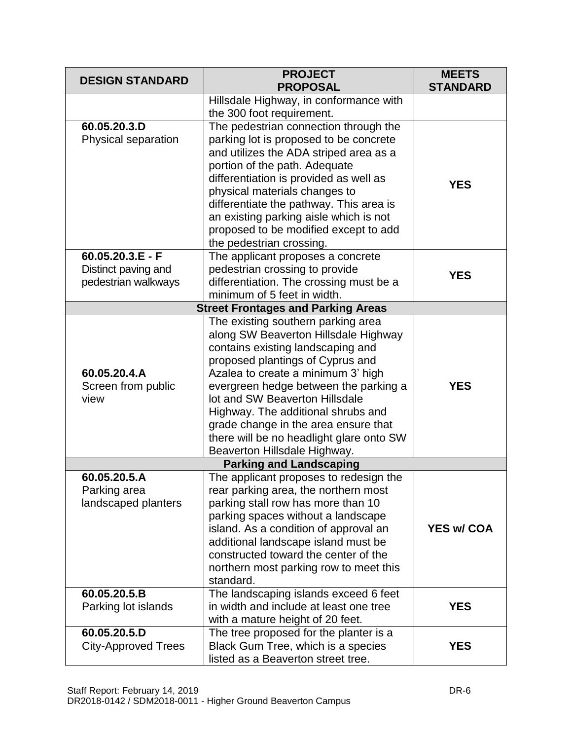| DESIGN STANDARD | PROJECT PROPOSAL | MEETS STANDARD |
|---|---|---|
| | Hillsdale Highway, in conformance with the 300 foot requirement. | |
| **60.05.20.3.D** Physical separation | The pedestrian connection through the parking lot is proposed to be concrete and utilizes the ADA striped area as a portion of the path. Adequate differentiation is provided as well as physical materials changes to differentiate the pathway. This area is an existing parking aisle which is not proposed to be modified except to add the pedestrian crossing. | **YES** |
| **60.05.20.3.E - F** Distinct paving and pedestrian walkways | The applicant proposes a concrete pedestrian crossing to provide differentiation. The crossing must be a minimum of 5 feet in width. | **YES** |
| | **Street Frontages and Parking Areas** | |
| **60.05.20.4.A** Screen from public view | The existing southern parking area along SW Beaverton Hillsdale Highway contains existing landscaping and proposed plantings of Cyprus and Azalea to create a minimum 3' high evergreen hedge between the parking a lot and SW Beaverton Hillsdale Highway. The additional shrubs and grade change in the area ensure that there will be no headlight glare onto SW Beaverton Hillsdale Highway. | **YES** |
| | **Parking and Landscaping** | |
| **60.05.20.5.A** Parking area landscaped planters | The applicant proposes to redesign the rear parking area, the northern most parking stall row has more than 10 parking spaces without a landscape island. As a condition of approval an additional landscape island must be constructed toward the center of the northern most parking row to meet this standard. | **YES w/ COA** |
| **60.05.20.5.B** Parking lot islands | The landscaping islands exceed 6 feet in width and include at least one tree with a mature height of 20 feet. | **YES** |
| **60.05.20.5.D** City-Approved Trees | The tree proposed for the planter is a Black Gum Tree, which is a species listed as a Beaverton street tree. | **YES** |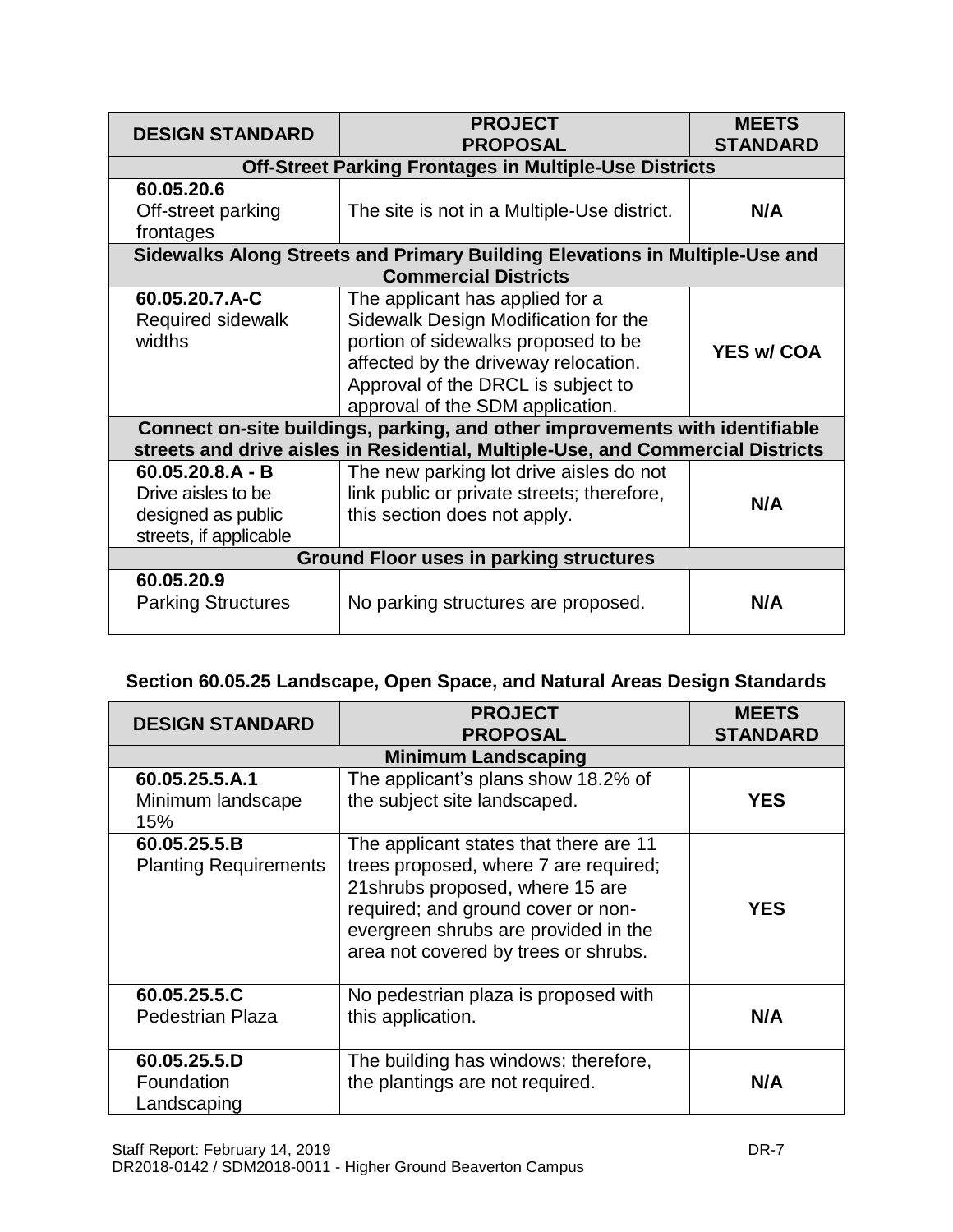| DESIGN STANDARD | PROJECT PROPOSAL | MEETS STANDARD |
|---|---|---|
| **Off-Street Parking Frontages in Multiple-Use Districts** | | |
| **60.05.20.6** Off-street parking frontages | The site is not in a Multiple-Use district. | **N/A** |
| **Sidewalks Along Streets and Primary Building Elevations in Multiple-Use and Commercial Districts** | | |
| **60.05.20.7.A-C** Required sidewalk widths | The applicant has applied for a Sidewalk Design Modification for the portion of sidewalks proposed to be affected by the driveway relocation. Approval of the DRCL is subject to approval of the SDM application. | **YES w/ COA** |
| **Connect on-site buildings, parking, and other improvements with identifiable streets and drive aisles in Residential, Multiple-Use, and Commercial Districts** | | |
| **60.05.20.8.A - B** Drive aisles to be designed as public streets, if applicable | The new parking lot drive aisles do not link public or private streets; therefore, this section does not apply. | **N/A** |
| **Ground Floor uses in parking structures** | | |
| **60.05.20.9** Parking Structures | No parking structures are proposed. | **N/A** |

### Section 60.05.25 Landscape, Open Space, and Natural Areas Design Standards

| DESIGN STANDARD | PROJECT PROPOSAL | MEETS STANDARD |
|---|---|---|
| **Minimum Landscaping** | | |
| **60.05.25.5.A.1** Minimum landscape 15% | The applicant's plans show 18.2% of the subject site landscaped. | **YES** |
| **60.05.25.5.B** Planting Requirements | The applicant states that there are 11 trees proposed, where 7 are required; 21shrubs proposed, where 15 are required; and ground cover or non-evergreen shrubs are provided in the area not covered by trees or shrubs. | **YES** |
| **60.05.25.5.C** Pedestrian Plaza | No pedestrian plaza is proposed with this application. | **N/A** |
| **60.05.25.5.D** Foundation Landscaping | The building has windows; therefore, the plantings are not required. | **N/A** |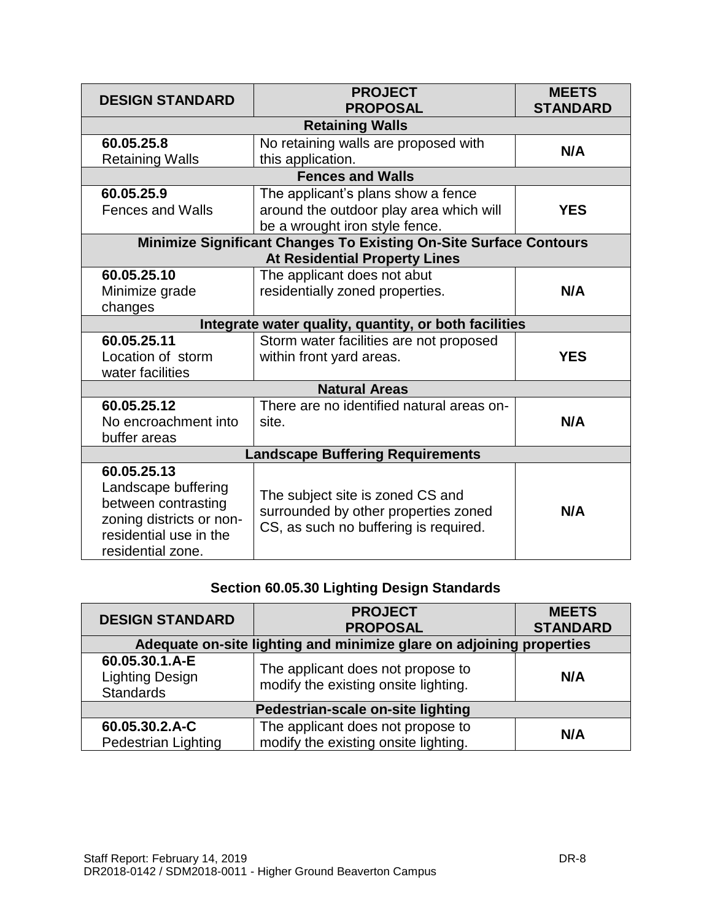| DESIGN STANDARD | PROJECT PROPOSAL | MEETS STANDARD |
|---|---|---|
| **Retaining Walls** | | |
| **60.05.25.8** Retaining Walls | No retaining walls are proposed with this application. | **N/A** |
| **Fences and Walls** | | |
| **60.05.25.9** Fences and Walls | The applicant's plans show a fence around the outdoor play area which will be a wrought iron style fence. | **YES** |
| **Minimize Significant Changes To Existing On-Site Surface Contours At Residential Property Lines** | | |
| **60.05.25.10** Minimize grade changes | The applicant does not abut residentially zoned properties. | **N/A** |
| **Integrate water quality, quantity, or both facilities** | | |
| **60.05.25.11** Location of storm water facilities | Storm water facilities are not proposed within front yard areas. | **YES** |
| **Natural Areas** | | |
| **60.05.25.12** No encroachment into buffer areas | There are no identified natural areas on-site. | **N/A** |
| **Landscape Buffering Requirements** | | |
| **60.05.25.13** Landscape buffering between contrasting zoning districts or non-residential use in the residential zone. | The subject site is zoned CS and surrounded by other properties zoned CS, as such no buffering is required. | **N/A** |

### Section 60.05.30 Lighting Design Standards

| DESIGN STANDARD | PROJECT PROPOSAL | MEETS STANDARD |
|---|---|---|
| **Adequate on-site lighting and minimize glare on adjoining properties** | | |
| **60.05.30.1.A-E** Lighting Design Standards | The applicant does not propose to modify the existing onsite lighting. | **N/A** |
| **Pedestrian-scale on-site lighting** | | |
| **60.05.30.2.A-C** Pedestrian Lighting | The applicant does not propose to modify the existing onsite lighting. | **N/A** |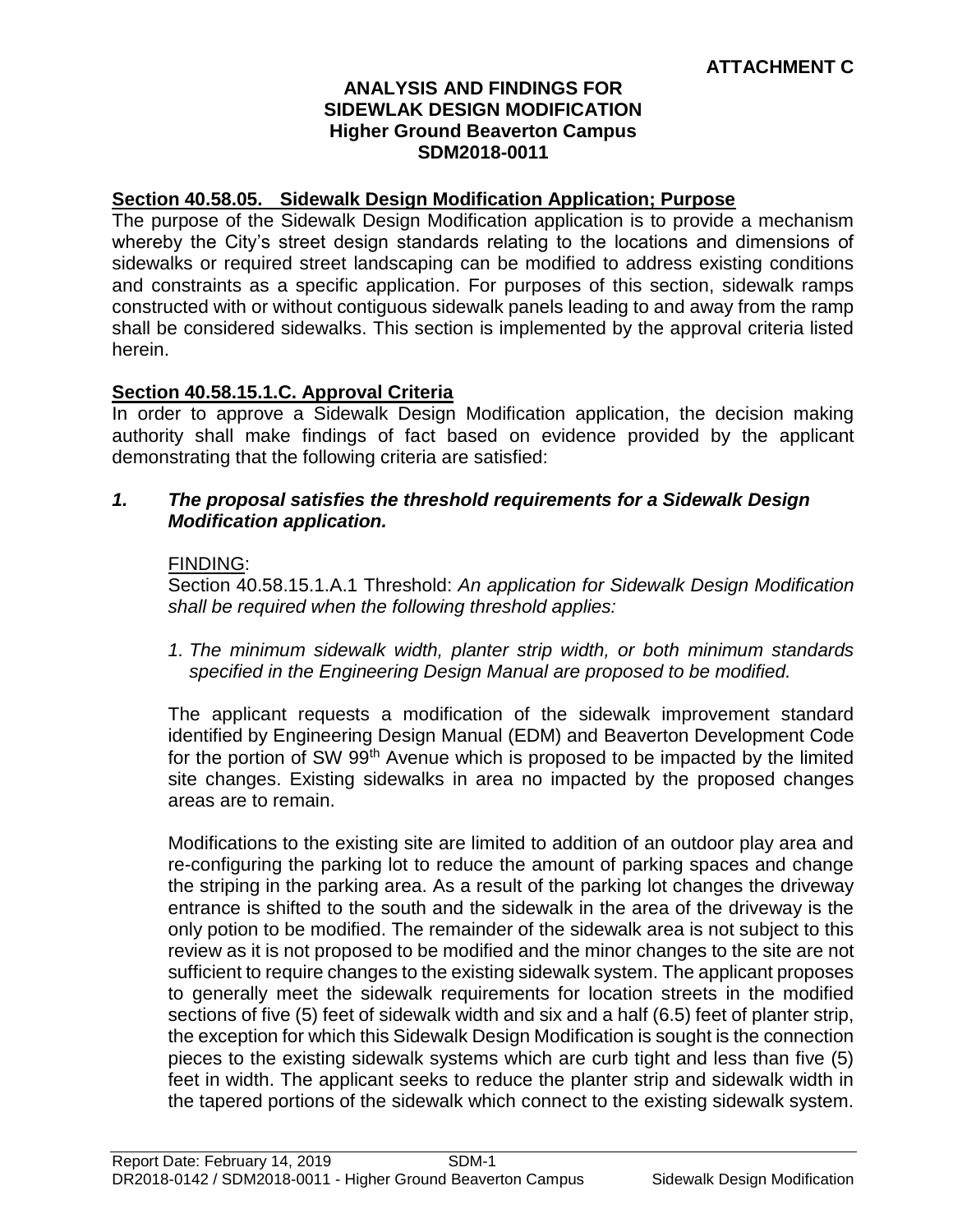**ATTACHMENT C**

**ANALYSIS AND FINDINGS FOR SIDEWLAK DESIGN MODIFICATION Higher Ground Beaverton Campus SDM2018-0011**

## Section 40.58.05. Sidewalk Design Modification Application; Purpose

The purpose of the Sidewalk Design Modification application is to provide a mechanism whereby the City's street design standards relating to the locations and dimensions of sidewalks or required street landscaping can be modified to address existing conditions and constraints as a specific application. For purposes of this section, sidewalk ramps constructed with or without contiguous sidewalk panels leading to and away from the ramp shall be considered sidewalks. This section is implemented by the approval criteria listed herein.

## Section 40.58.15.1.C. Approval Criteria

In order to approve a Sidewalk Design Modification application, the decision making authority shall make findings of fact based on evidence provided by the applicant demonstrating that the following criteria are satisfied:

***1. The proposal satisfies the threshold requirements for a Sidewalk Design Modification application.***

FINDING:

Section 40.58.15.1.A.1 Threshold: *An application for Sidewalk Design Modification shall be required when the following threshold applies:*

*1. The minimum sidewalk width, planter strip width, or both minimum standards specified in the Engineering Design Manual are proposed to be modified.*

The applicant requests a modification of the sidewalk improvement standard identified by Engineering Design Manual (EDM) and Beaverton Development Code for the portion of SW 99th Avenue which is proposed to be impacted by the limited site changes. Existing sidewalks in area no impacted by the proposed changes areas are to remain.

Modifications to the existing site are limited to addition of an outdoor play area and re-configuring the parking lot to reduce the amount of parking spaces and change the striping in the parking area. As a result of the parking lot changes the driveway entrance is shifted to the south and the sidewalk in the area of the driveway is the only potion to be modified. The remainder of the sidewalk area is not subject to this review as it is not proposed to be modified and the minor changes to the site are not sufficient to require changes to the existing sidewalk system. The applicant proposes to generally meet the sidewalk requirements for location streets in the modified sections of five (5) feet of sidewalk width and six and a half (6.5) feet of planter strip, the exception for which this Sidewalk Design Modification is sought is the connection pieces to the existing sidewalk systems which are curb tight and less than five (5) feet in width. The applicant seeks to reduce the planter strip and sidewalk width in the tapered portions of the sidewalk which connect to the existing sidewalk system.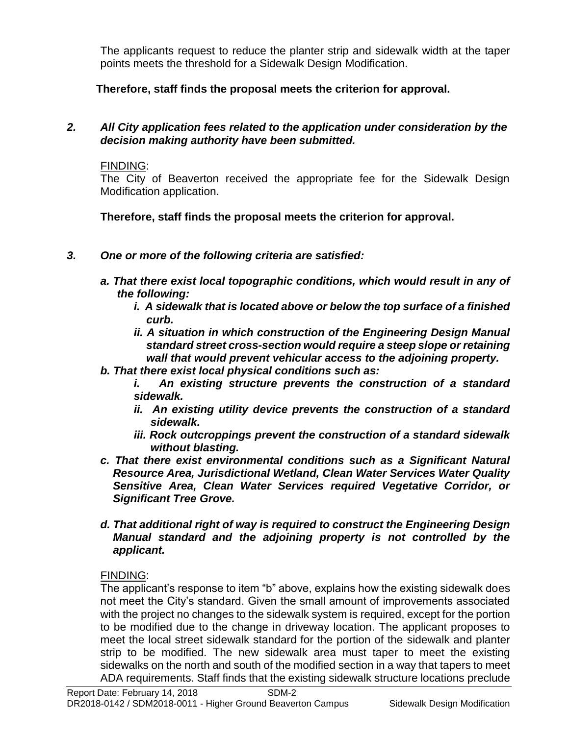The applicants request to reduce the planter strip and sidewalk width at the taper points meets the threshold for a Sidewalk Design Modification.

**Therefore, staff finds the proposal meets the criterion for approval.**

***2. All City application fees related to the application under consideration by the decision making authority have been submitted.***

FINDING:

The City of Beaverton received the appropriate fee for the Sidewalk Design Modification application.

**Therefore, staff finds the proposal meets the criterion for approval.**

***3. One or more of the following criteria are satisfied:***

***a. That there exist local topographic conditions, which would result in any of the following:***

***i. A sidewalk that is located above or below the top surface of a finished curb.***

***ii. A situation in which construction of the Engineering Design Manual standard street cross-section would require a steep slope or retaining wall that would prevent vehicular access to the adjoining property.***

***b. That there exist local physical conditions such as:***

***i. An existing structure prevents the construction of a standard sidewalk.***

***ii. An existing utility device prevents the construction of a standard sidewalk.***

***iii. Rock outcroppings prevent the construction of a standard sidewalk without blasting.***

***c. That there exist environmental conditions such as a Significant Natural Resource Area, Jurisdictional Wetland, Clean Water Services Water Quality Sensitive Area, Clean Water Services required Vegetative Corridor, or Significant Tree Grove.***

***d. That additional right of way is required to construct the Engineering Design Manual standard and the adjoining property is not controlled by the applicant.***

FINDING:

The applicant's response to item "b" above, explains how the existing sidewalk does not meet the City's standard. Given the small amount of improvements associated with the project no changes to the sidewalk system is required, except for the portion to be modified due to the change in driveway location. The applicant proposes to meet the local street sidewalk standard for the portion of the sidewalk and planter strip to be modified. The new sidewalk area must taper to meet the existing sidewalks on the north and south of the modified section in a way that tapers to meet ADA requirements. Staff finds that the existing sidewalk structure locations preclude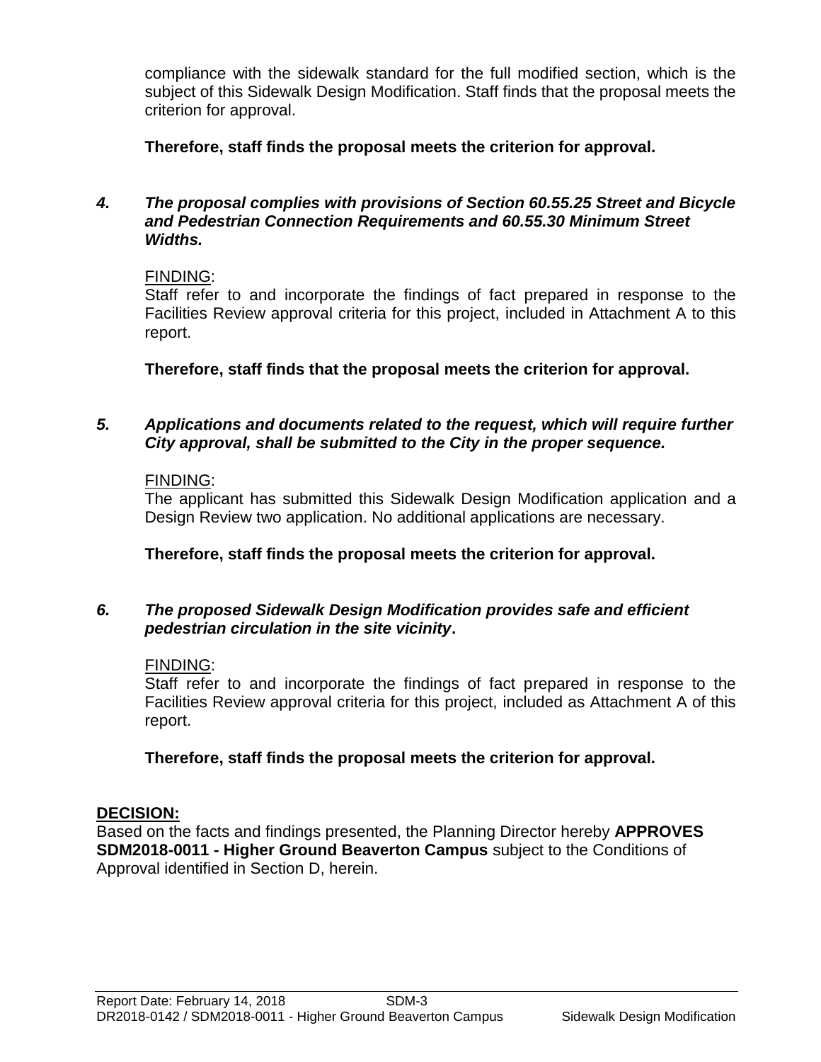compliance with the sidewalk standard for the full modified section, which is the subject of this Sidewalk Design Modification. Staff finds that the proposal meets the criterion for approval.

**Therefore, staff finds the proposal meets the criterion for approval.**

***4. The proposal complies with provisions of Section 60.55.25 Street and Bicycle and Pedestrian Connection Requirements and 60.55.30 Minimum Street Widths.***

FINDING:
Staff refer to and incorporate the findings of fact prepared in response to the Facilities Review approval criteria for this project, included in Attachment A to this report.

**Therefore, staff finds that the proposal meets the criterion for approval.**

***5. Applications and documents related to the request, which will require further City approval, shall be submitted to the City in the proper sequence.***

FINDING:
The applicant has submitted this Sidewalk Design Modification application and a Design Review two application. No additional applications are necessary.

**Therefore, staff finds the proposal meets the criterion for approval.**

***6. The proposed Sidewalk Design Modification provides safe and efficient pedestrian circulation in the site vicinity.***

FINDING:
Staff refer to and incorporate the findings of fact prepared in response to the Facilities Review approval criteria for this project, included as Attachment A of this report.

**Therefore, staff finds the proposal meets the criterion for approval.**

**DECISION:**
Based on the facts and findings presented, the Planning Director hereby **APPROVES SDM2018-0011 - Higher Ground Beaverton Campus** subject to the Conditions of Approval identified in Section D, herein.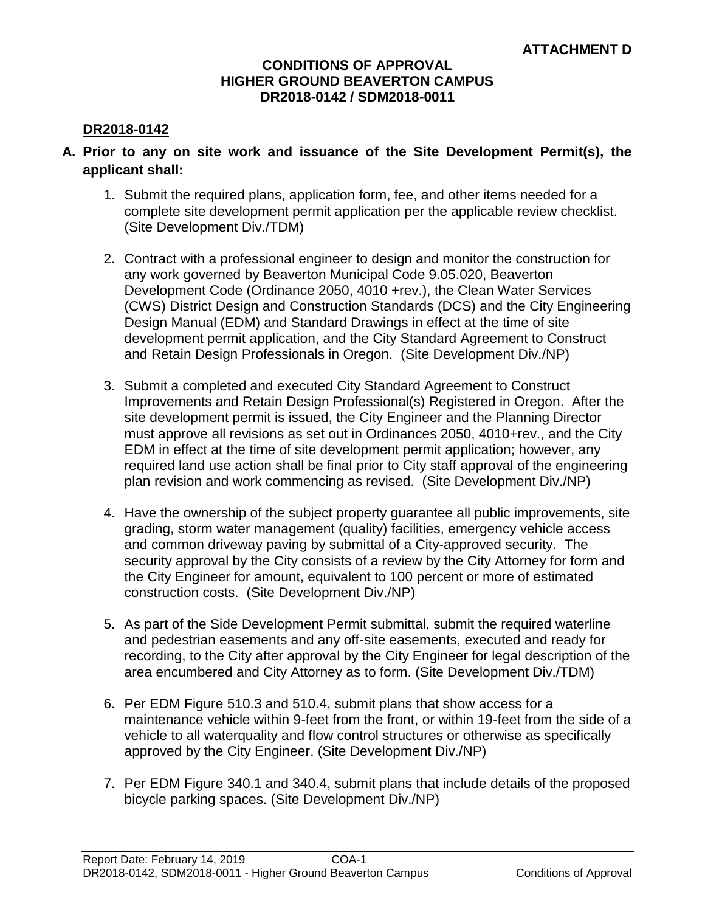**ATTACHMENT D**

# CONDITIONS OF APPROVAL
# HIGHER GROUND BEAVERTON CAMPUS
# DR2018-0142 / SDM2018-0011

## DR2018-0142

**A. Prior to any on site work and issuance of the Site Development Permit(s), the applicant shall:**

1. Submit the required plans, application form, fee, and other items needed for a complete site development permit application per the applicable review checklist. (Site Development Div./TDM)

2. Contract with a professional engineer to design and monitor the construction for any work governed by Beaverton Municipal Code 9.05.020, Beaverton Development Code (Ordinance 2050, 4010 +rev.), the Clean Water Services (CWS) District Design and Construction Standards (DCS) and the City Engineering Design Manual (EDM) and Standard Drawings in effect at the time of site development permit application, and the City Standard Agreement to Construct and Retain Design Professionals in Oregon. (Site Development Div./NP)

3. Submit a completed and executed City Standard Agreement to Construct Improvements and Retain Design Professional(s) Registered in Oregon. After the site development permit is issued, the City Engineer and the Planning Director must approve all revisions as set out in Ordinances 2050, 4010+rev., and the City EDM in effect at the time of site development permit application; however, any required land use action shall be final prior to City staff approval of the engineering plan revision and work commencing as revised. (Site Development Div./NP)

4. Have the ownership of the subject property guarantee all public improvements, site grading, storm water management (quality) facilities, emergency vehicle access and common driveway paving by submittal of a City-approved security. The security approval by the City consists of a review by the City Attorney for form and the City Engineer for amount, equivalent to 100 percent or more of estimated construction costs. (Site Development Div./NP)

5. As part of the Side Development Permit submittal, submit the required waterline and pedestrian easements and any off-site easements, executed and ready for recording, to the City after approval by the City Engineer for legal description of the area encumbered and City Attorney as to form. (Site Development Div./TDM)

6. Per EDM Figure 510.3 and 510.4, submit plans that show access for a maintenance vehicle within 9-feet from the front, or within 19-feet from the side of a vehicle to all waterquality and flow control structures or otherwise as specifically approved by the City Engineer. (Site Development Div./NP)

7. Per EDM Figure 340.1 and 340.4, submit plans that include details of the proposed bicycle parking spaces. (Site Development Div./NP)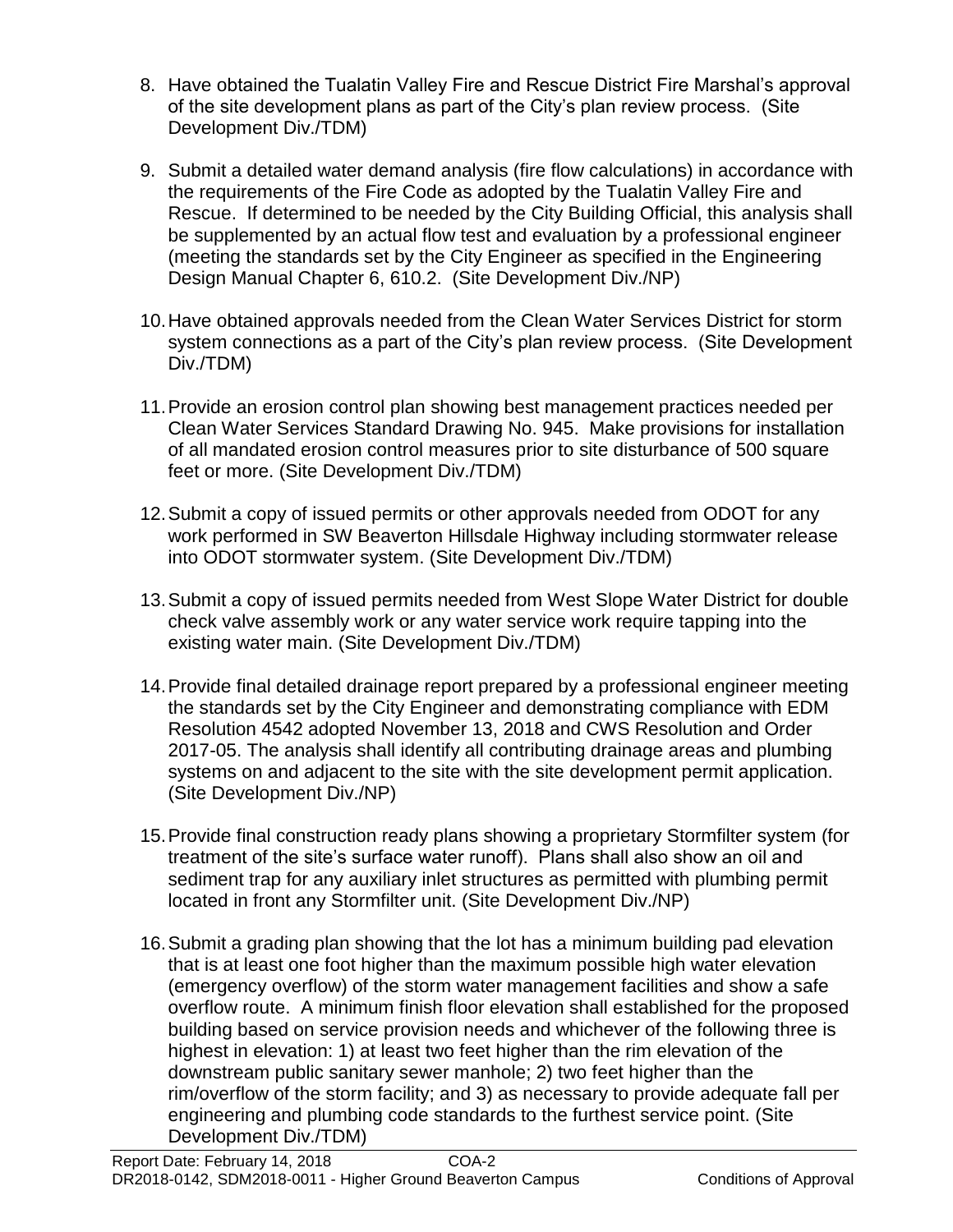8. Have obtained the Tualatin Valley Fire and Rescue District Fire Marshal's approval of the site development plans as part of the City's plan review process. (Site Development Div./TDM)

9. Submit a detailed water demand analysis (fire flow calculations) in accordance with the requirements of the Fire Code as adopted by the Tualatin Valley Fire and Rescue. If determined to be needed by the City Building Official, this analysis shall be supplemented by an actual flow test and evaluation by a professional engineer (meeting the standards set by the City Engineer as specified in the Engineering Design Manual Chapter 6, 610.2. (Site Development Div./NP)

10. Have obtained approvals needed from the Clean Water Services District for storm system connections as a part of the City's plan review process. (Site Development Div./TDM)

11. Provide an erosion control plan showing best management practices needed per Clean Water Services Standard Drawing No. 945. Make provisions for installation of all mandated erosion control measures prior to site disturbance of 500 square feet or more. (Site Development Div./TDM)

12. Submit a copy of issued permits or other approvals needed from ODOT for any work performed in SW Beaverton Hillsdale Highway including stormwater release into ODOT stormwater system. (Site Development Div./TDM)

13. Submit a copy of issued permits needed from West Slope Water District for double check valve assembly work or any water service work require tapping into the existing water main. (Site Development Div./TDM)

14. Provide final detailed drainage report prepared by a professional engineer meeting the standards set by the City Engineer and demonstrating compliance with EDM Resolution 4542 adopted November 13, 2018 and CWS Resolution and Order 2017-05. The analysis shall identify all contributing drainage areas and plumbing systems on and adjacent to the site with the site development permit application. (Site Development Div./NP)

15. Provide final construction ready plans showing a proprietary Stormfilter system (for treatment of the site's surface water runoff). Plans shall also show an oil and sediment trap for any auxiliary inlet structures as permitted with plumbing permit located in front any Stormfilter unit. (Site Development Div./NP)

16. Submit a grading plan showing that the lot has a minimum building pad elevation that is at least one foot higher than the maximum possible high water elevation (emergency overflow) of the storm water management facilities and show a safe overflow route. A minimum finish floor elevation shall established for the proposed building based on service provision needs and whichever of the following three is highest in elevation: 1) at least two feet higher than the rim elevation of the downstream public sanitary sewer manhole; 2) two feet higher than the rim/overflow of the storm facility; and 3) as necessary to provide adequate fall per engineering and plumbing code standards to the furthest service point. (Site Development Div./TDM)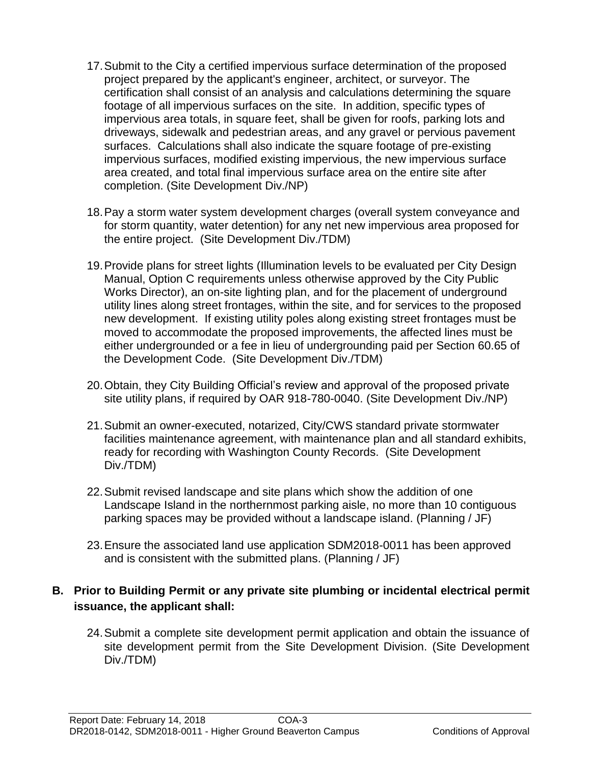17. Submit to the City a certified impervious surface determination of the proposed project prepared by the applicant's engineer, architect, or surveyor. The certification shall consist of an analysis and calculations determining the square footage of all impervious surfaces on the site. In addition, specific types of impervious area totals, in square feet, shall be given for roofs, parking lots and driveways, sidewalk and pedestrian areas, and any gravel or pervious pavement surfaces. Calculations shall also indicate the square footage of pre-existing impervious surfaces, modified existing impervious, the new impervious surface area created, and total final impervious surface area on the entire site after completion. (Site Development Div./NP)

18. Pay a storm water system development charges (overall system conveyance and for storm quantity, water detention) for any net new impervious area proposed for the entire project. (Site Development Div./TDM)

19. Provide plans for street lights (Illumination levels to be evaluated per City Design Manual, Option C requirements unless otherwise approved by the City Public Works Director), an on-site lighting plan, and for the placement of underground utility lines along street frontages, within the site, and for services to the proposed new development. If existing utility poles along existing street frontages must be moved to accommodate the proposed improvements, the affected lines must be either undergrounded or a fee in lieu of undergrounding paid per Section 60.65 of the Development Code. (Site Development Div./TDM)

20. Obtain, they City Building Official's review and approval of the proposed private site utility plans, if required by OAR 918-780-0040. (Site Development Div./NP)

21. Submit an owner-executed, notarized, City/CWS standard private stormwater facilities maintenance agreement, with maintenance plan and all standard exhibits, ready for recording with Washington County Records. (Site Development Div./TDM)

22. Submit revised landscape and site plans which show the addition of one Landscape Island in the northernmost parking aisle, no more than 10 contiguous parking spaces may be provided without a landscape island. (Planning / JF)

23. Ensure the associated land use application SDM2018-0011 has been approved and is consistent with the submitted plans. (Planning / JF)

## B. Prior to Building Permit or any private site plumbing or incidental electrical permit issuance, the applicant shall:

24. Submit a complete site development permit application and obtain the issuance of site development permit from the Site Development Division. (Site Development Div./TDM)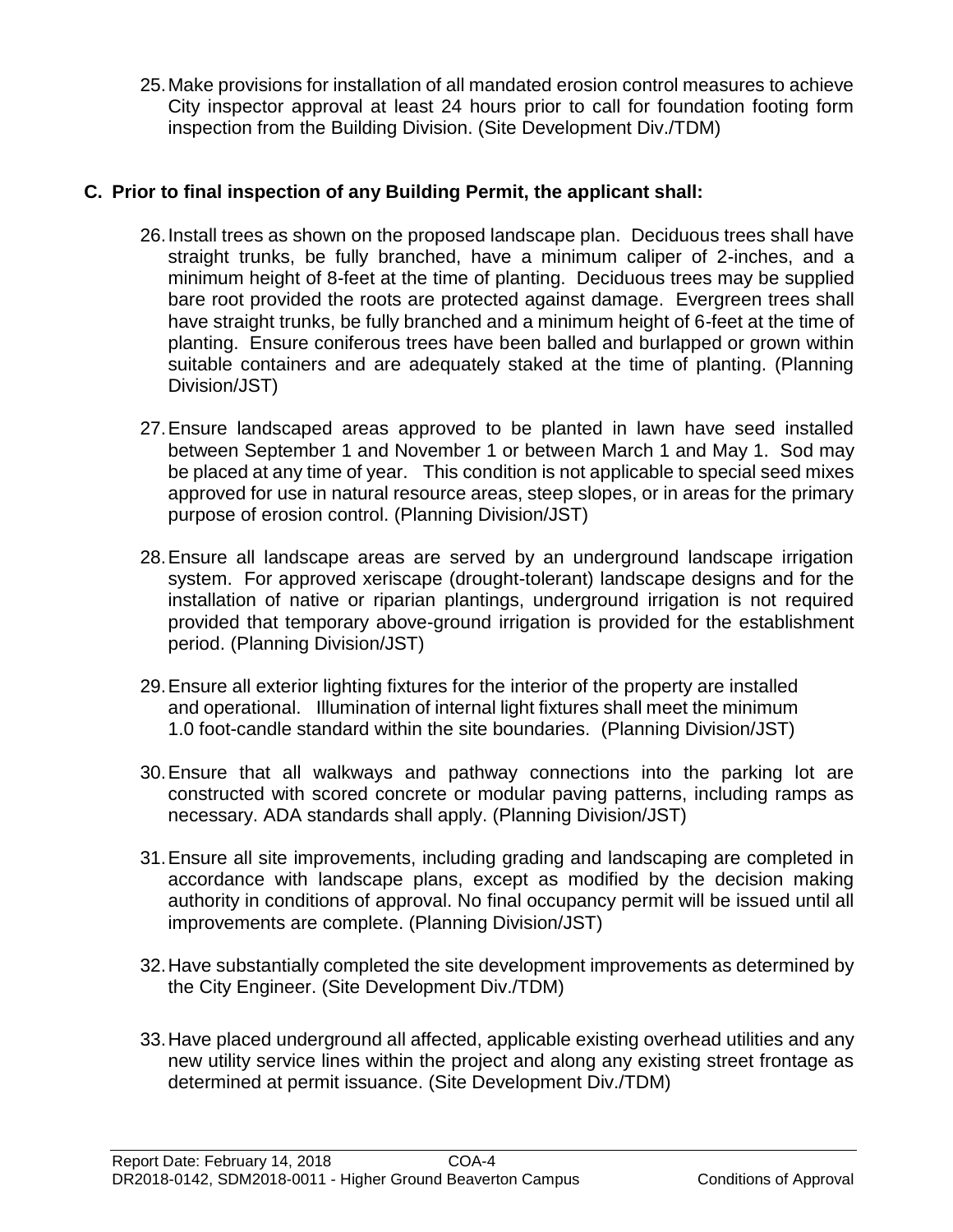25. Make provisions for installation of all mandated erosion control measures to achieve City inspector approval at least 24 hours prior to call for foundation footing form inspection from the Building Division. (Site Development Div./TDM)

## C. Prior to final inspection of any Building Permit, the applicant shall:

26. Install trees as shown on the proposed landscape plan. Deciduous trees shall have straight trunks, be fully branched, have a minimum caliper of 2-inches, and a minimum height of 8-feet at the time of planting. Deciduous trees may be supplied bare root provided the roots are protected against damage. Evergreen trees shall have straight trunks, be fully branched and a minimum height of 6-feet at the time of planting. Ensure coniferous trees have been balled and burlapped or grown within suitable containers and are adequately staked at the time of planting. (Planning Division/JST)

27. Ensure landscaped areas approved to be planted in lawn have seed installed between September 1 and November 1 or between March 1 and May 1. Sod may be placed at any time of year. This condition is not applicable to special seed mixes approved for use in natural resource areas, steep slopes, or in areas for the primary purpose of erosion control. (Planning Division/JST)

28. Ensure all landscape areas are served by an underground landscape irrigation system. For approved xeriscape (drought-tolerant) landscape designs and for the installation of native or riparian plantings, underground irrigation is not required provided that temporary above-ground irrigation is provided for the establishment period. (Planning Division/JST)

29. Ensure all exterior lighting fixtures for the interior of the property are installed and operational. Illumination of internal light fixtures shall meet the minimum 1.0 foot-candle standard within the site boundaries. (Planning Division/JST)

30. Ensure that all walkways and pathway connections into the parking lot are constructed with scored concrete or modular paving patterns, including ramps as necessary. ADA standards shall apply. (Planning Division/JST)

31. Ensure all site improvements, including grading and landscaping are completed in accordance with landscape plans, except as modified by the decision making authority in conditions of approval. No final occupancy permit will be issued until all improvements are complete. (Planning Division/JST)

32. Have substantially completed the site development improvements as determined by the City Engineer. (Site Development Div./TDM)

33. Have placed underground all affected, applicable existing overhead utilities and any new utility service lines within the project and along any existing street frontage as determined at permit issuance. (Site Development Div./TDM)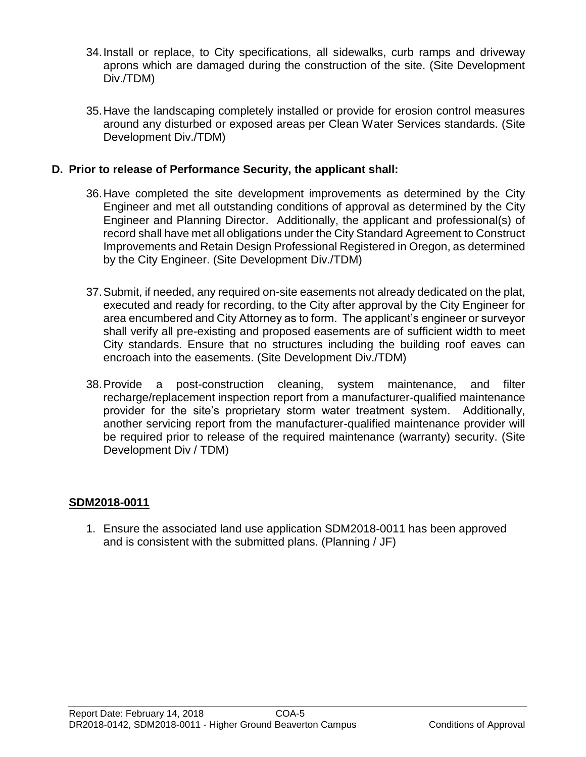34. Install or replace, to City specifications, all sidewalks, curb ramps and driveway aprons which are damaged during the construction of the site. (Site Development Div./TDM)

35. Have the landscaping completely installed or provide for erosion control measures around any disturbed or exposed areas per Clean Water Services standards. (Site Development Div./TDM)

**D. Prior to release of Performance Security, the applicant shall:**

36. Have completed the site development improvements as determined by the City Engineer and met all outstanding conditions of approval as determined by the City Engineer and Planning Director. Additionally, the applicant and professional(s) of record shall have met all obligations under the City Standard Agreement to Construct Improvements and Retain Design Professional Registered in Oregon, as determined by the City Engineer. (Site Development Div./TDM)

37. Submit, if needed, any required on-site easements not already dedicated on the plat, executed and ready for recording, to the City after approval by the City Engineer for area encumbered and City Attorney as to form. The applicant's engineer or surveyor shall verify all pre-existing and proposed easements are of sufficient width to meet City standards. Ensure that no structures including the building roof eaves can encroach into the easements. (Site Development Div./TDM)

38. Provide a post-construction cleaning, system maintenance, and filter recharge/replacement inspection report from a manufacturer-qualified maintenance provider for the site's proprietary storm water treatment system. Additionally, another servicing report from the manufacturer-qualified maintenance provider will be required prior to release of the required maintenance (warranty) security. (Site Development Div / TDM)

**SDM2018-0011**

1. Ensure the associated land use application SDM2018-0011 has been approved and is consistent with the submitted plans. (Planning / JF)